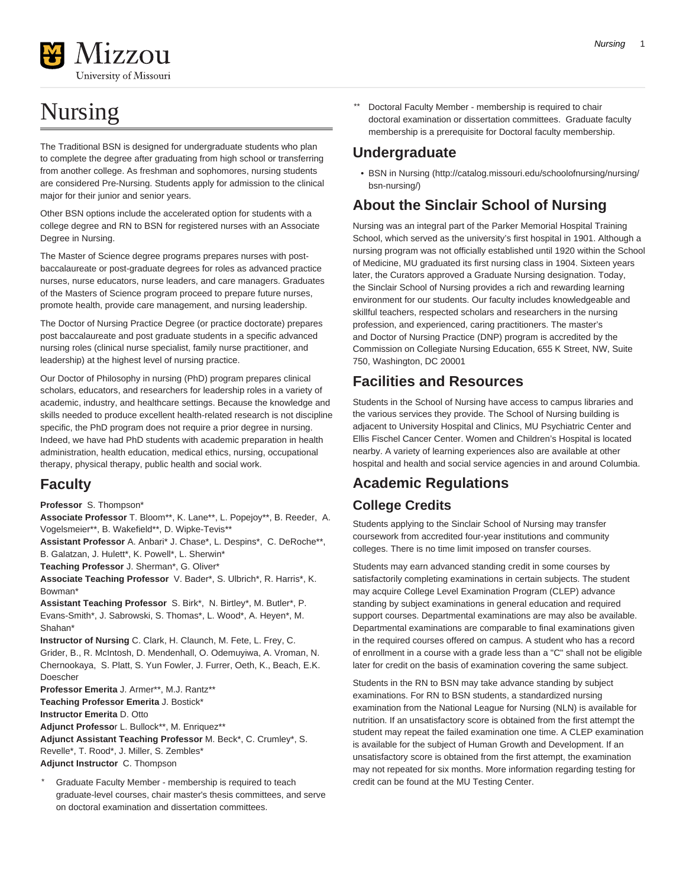# Nursing

The Traditional BSN is designed for undergraduate students who plan to complete the degree after graduating from high school or transferring from another college. As freshman and sophomores, nursing students are considered Pre-Nursing. Students apply for admission to the clinical major for their junior and senior years.

Other BSN options include the accelerated option for students with a college degree and RN to BSN for registered nurses with an Associate Degree in Nursing.

The Master of Science degree programs prepares nurses with post-baccalaureate or post-graduate degrees for roles as advanced practice nurses, nurse educators, nurse leaders, and care managers. Graduates of the Masters of Science program proceed to prepare future nurses, promote health, provide care management, and nursing leadership.

The Doctor of Nursing Practice Degree (or practice doctorate) prepares post baccalaureate and post graduate students in a specific advanced nursing roles (clinical nurse specialist, family nurse practitioner, and leadership) at the highest level of nursing practice.

Our Doctor of Philosophy in nursing (PhD) program prepares clinical scholars, educators, and researchers for leadership roles in a variety of academic, industry, and healthcare settings. Because the knowledge and skills needed to produce excellent health-related research is not discipline specific, the PhD program does not require a prior degree in nursing. Indeed, we have had PhD students with academic preparation in health administration, health education, medical ethics, nursing, occupational therapy, physical therapy, public health and social work.

## Faculty

**Professor** S. Thompson*
**Associate Professor** T. Bloom**, K. Lane**, L. Popejoy**, B. Reeder, A. Vogelsmeier**, B. Wakefield**, D. Wipke-Tevis**
**Assistant Professor** A. Anbari* J. Chase*, L. Despins*, C. DeRoche**, B. Galatzan, J. Hulett*, K. Powell*, L. Sherwin*
**Teaching Professor** J. Sherman*, G. Oliver*
**Associate Teaching Professor** V. Bader*, S. Ulbrich*, R. Harris*, K. Bowman*
**Assistant Teaching Professor** S. Birk*, N. Birtley*, M. Butler*, P. Evans-Smith*, J. Sabrowski, S. Thomas*, L. Wood*, A. Heyen*, M. Shahan*
**Instructor of Nursing** C. Clark, H. Claunch, M. Fete, L. Frey, C. Grider, B., R. McIntosh, D. Mendenhall, O. Odemuyiwa, A. Vroman, N. Chernookaya, S. Platt, S. Yun Fowler, J. Furrer, Oeth, K., Beach, E.K. Doescher
**Professor Emerita** J. Armer**, M.J. Rantz**
**Teaching Professor Emerita** J. Bostick*
**Instructor Emerita** D. Otto
**Adjunct Professor** L. Bullock**, M. Enriquez**
**Adjunct Assistant Teaching Professor** M. Beck*, C. Crumley*, S. Revelle*, T. Rood*, J. Miller, S. Zembles*
**Adjunct Instructor** C. Thompson

* Graduate Faculty Member - membership is required to teach graduate-level courses, chair master's thesis committees, and serve on doctoral examination and dissertation committees.

** Doctoral Faculty Member - membership is required to chair doctoral examination or dissertation committees. Graduate faculty membership is a prerequisite for Doctoral faculty membership.

## Undergraduate

- BSN in Nursing (http://catalog.missouri.edu/schoolofnursing/nursing/bsn-nursing/)

## About the Sinclair School of Nursing

Nursing was an integral part of the Parker Memorial Hospital Training School, which served as the university's first hospital in 1901. Although a nursing program was not officially established until 1920 within the School of Medicine, MU graduated its first nursing class in 1904. Sixteen years later, the Curators approved a Graduate Nursing designation. Today, the Sinclair School of Nursing provides a rich and rewarding learning environment for our students. Our faculty includes knowledgeable and skillful teachers, respected scholars and researchers in the nursing profession, and experienced, caring practitioners. The master's and Doctor of Nursing Practice (DNP) program is accredited by the Commission on Collegiate Nursing Education, 655 K Street, NW, Suite 750, Washington, DC 20001

## Facilities and Resources

Students in the School of Nursing have access to campus libraries and the various services they provide. The School of Nursing building is adjacent to University Hospital and Clinics, MU Psychiatric Center and Ellis Fischel Cancer Center. Women and Children's Hospital is located nearby. A variety of learning experiences also are available at other hospital and health and social service agencies in and around Columbia.

## Academic Regulations

### College Credits

Students applying to the Sinclair School of Nursing may transfer coursework from accredited four-year institutions and community colleges. There is no time limit imposed on transfer courses.

Students may earn advanced standing credit in some courses by satisfactorily completing examinations in certain subjects. The student may acquire College Level Examination Program (CLEP) advance standing by subject examinations in general education and required support courses. Departmental examinations are may also be available. Departmental examinations are comparable to final examinations given in the required courses offered on campus. A student who has a record of enrollment in a course with a grade less than a "C" shall not be eligible later for credit on the basis of examination covering the same subject.

Students in the RN to BSN may take advance standing by subject examinations. For RN to BSN students, a standardized nursing examination from the National League for Nursing (NLN) is available for nutrition. If an unsatisfactory score is obtained from the first attempt the student may repeat the failed examination one time. A CLEP examination is available for the subject of Human Growth and Development. If an unsatisfactory score is obtained from the first attempt, the examination may not repeated for six months. More information regarding testing for credit can be found at the MU Testing Center.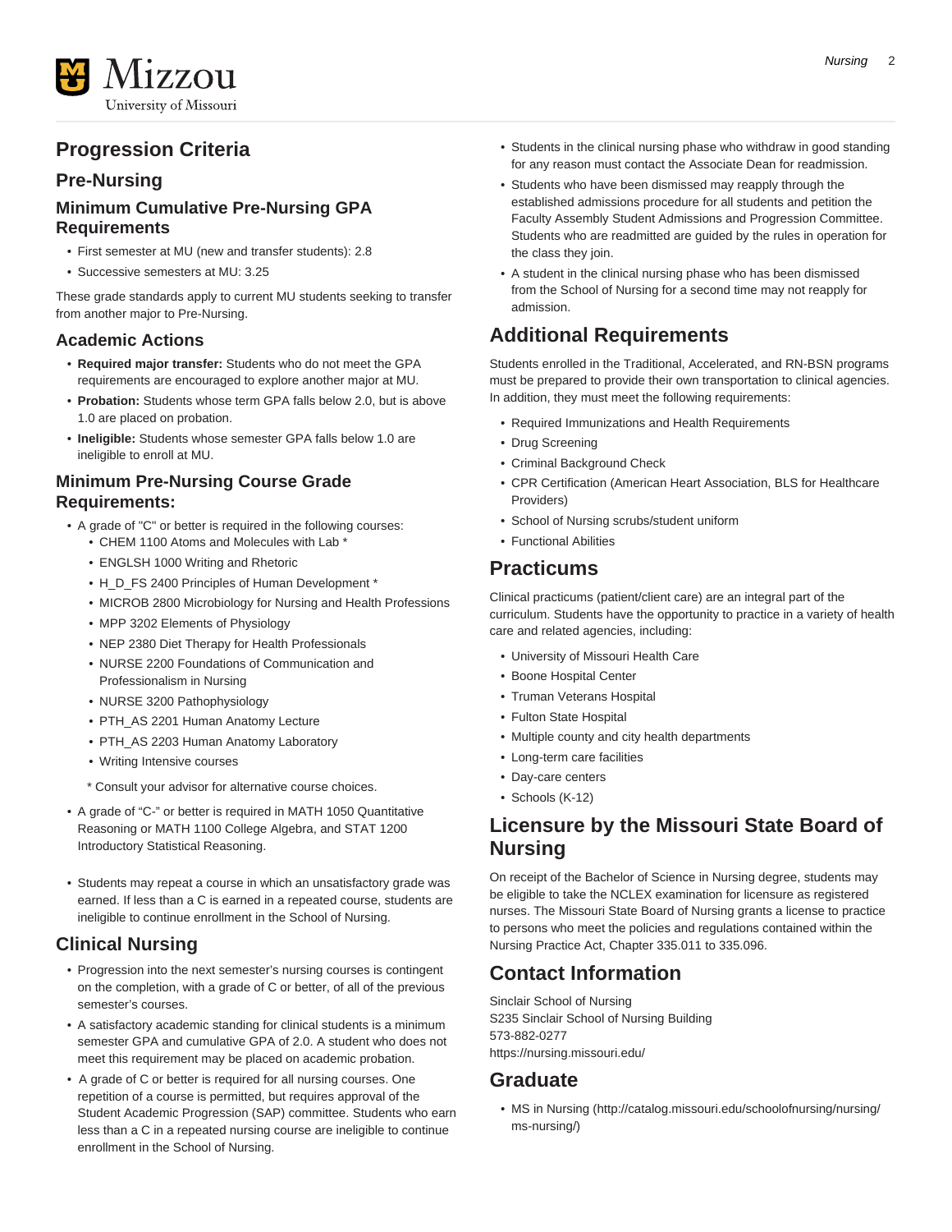## Progression Criteria

### Pre-Nursing

#### Minimum Cumulative Pre-Nursing GPA Requirements

- First semester at MU (new and transfer students): 2.8
- Successive semesters at MU: 3.25

These grade standards apply to current MU students seeking to transfer from another major to Pre-Nursing.

#### Academic Actions

- **Required major transfer:** Students who do not meet the GPA requirements are encouraged to explore another major at MU.
- **Probation:** Students whose term GPA falls below 2.0, but is above 1.0 are placed on probation.
- **Ineligible:** Students whose semester GPA falls below 1.0 are ineligible to enroll at MU.

#### Minimum Pre-Nursing Course Grade Requirements:

- A grade of "C" or better is required in the following courses:
  - CHEM 1100 Atoms and Molecules with Lab *
  - ENGLSH 1000 Writing and Rhetoric
  - H_D_FS 2400 Principles of Human Development *
  - MICROB 2800 Microbiology for Nursing and Health Professions
  - MPP 3202 Elements of Physiology
  - NEP 2380 Diet Therapy for Health Professionals
  - NURSE 2200 Foundations of Communication and Professionalism in Nursing
  - NURSE 3200 Pathophysiology
  - PTH_AS 2201 Human Anatomy Lecture
  - PTH_AS 2203 Human Anatomy Laboratory
  - Writing Intensive courses

  * Consult your advisor for alternative course choices.
- A grade of "C-" or better is required in MATH 1050 Quantitative Reasoning or MATH 1100 College Algebra, and STAT 1200 Introductory Statistical Reasoning.
- Students may repeat a course in which an unsatisfactory grade was earned. If less than a C is earned in a repeated course, students are ineligible to continue enrollment in the School of Nursing.

### Clinical Nursing

- Progression into the next semester's nursing courses is contingent on the completion, with a grade of C or better, of all of the previous semester's courses.
- A satisfactory academic standing for clinical students is a minimum semester GPA and cumulative GPA of 2.0. A student who does not meet this requirement may be placed on academic probation.
- A grade of C or better is required for all nursing courses. One repetition of a course is permitted, but requires approval of the Student Academic Progression (SAP) committee. Students who earn less than a C in a repeated nursing course are ineligible to continue enrollment in the School of Nursing.
- Students in the clinical nursing phase who withdraw in good standing for any reason must contact the Associate Dean for readmission.
- Students who have been dismissed may reapply through the established admissions procedure for all students and petition the Faculty Assembly Student Admissions and Progression Committee. Students who are readmitted are guided by the rules in operation for the class they join.
- A student in the clinical nursing phase who has been dismissed from the School of Nursing for a second time may not reapply for admission.

## Additional Requirements

Students enrolled in the Traditional, Accelerated, and RN-BSN programs must be prepared to provide their own transportation to clinical agencies. In addition, they must meet the following requirements:

- Required Immunizations and Health Requirements
- Drug Screening
- Criminal Background Check
- CPR Certification (American Heart Association, BLS for Healthcare Providers)
- School of Nursing scrubs/student uniform
- Functional Abilities

## Practicums

Clinical practicums (patient/client care) are an integral part of the curriculum. Students have the opportunity to practice in a variety of health care and related agencies, including:

- University of Missouri Health Care
- Boone Hospital Center
- Truman Veterans Hospital
- Fulton State Hospital
- Multiple county and city health departments
- Long-term care facilities
- Day-care centers
- Schools (K-12)

## Licensure by the Missouri State Board of Nursing

On receipt of the Bachelor of Science in Nursing degree, students may be eligible to take the NCLEX examination for licensure as registered nurses. The Missouri State Board of Nursing grants a license to practice to persons who meet the policies and regulations contained within the Nursing Practice Act, Chapter 335.011 to 335.096.

## Contact Information

Sinclair School of Nursing
S235 Sinclair School of Nursing Building
573-882-0277
https://nursing.missouri.edu/

## Graduate

- MS in Nursing (http://catalog.missouri.edu/schoolofnursing/nursing/ms-nursing/)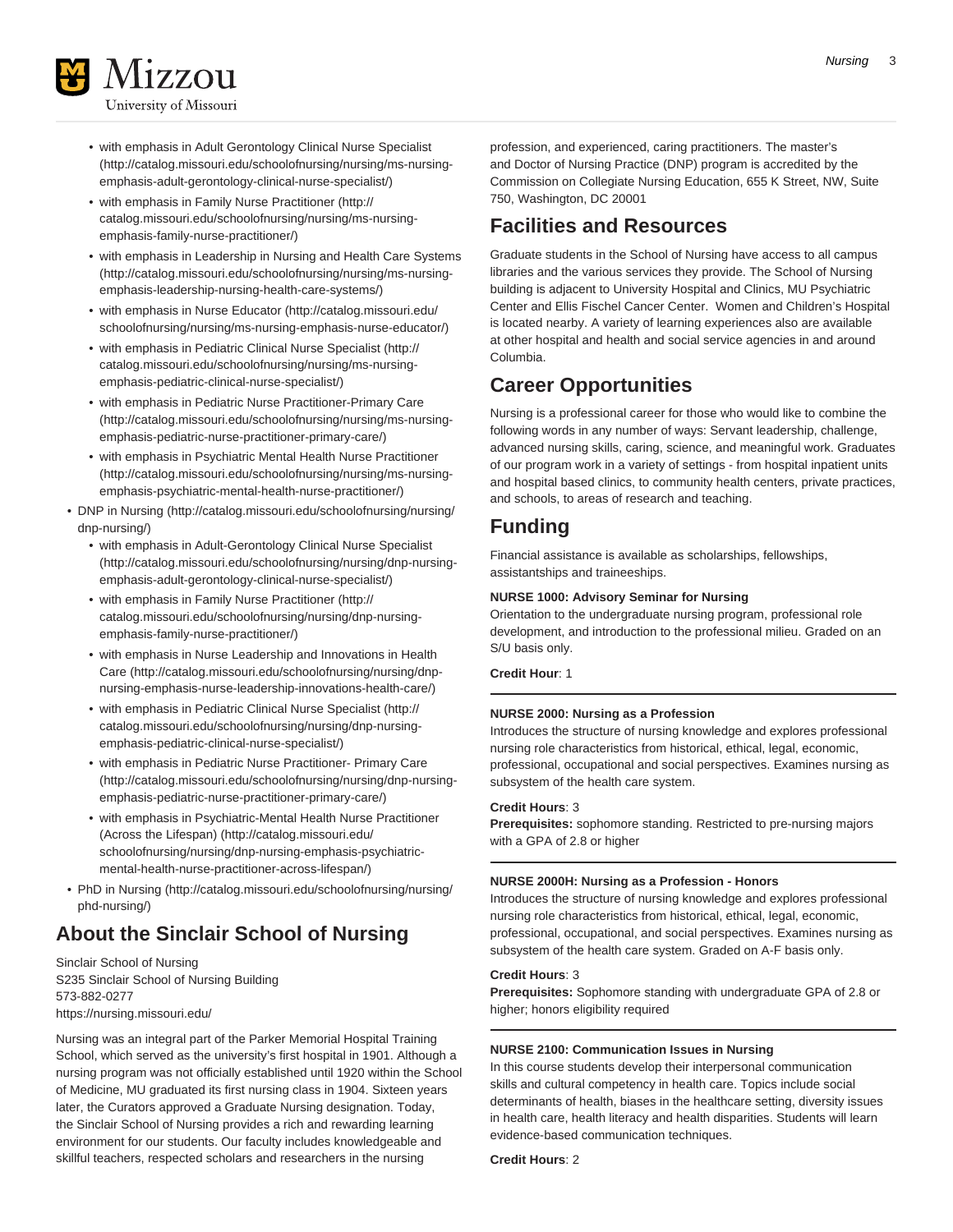- with emphasis in Adult Gerontology Clinical Nurse Specialist (http://catalog.missouri.edu/schoolofnursing/nursing/ms-nursing-emphasis-adult-gerontology-clinical-nurse-specialist/)
   - with emphasis in Family Nurse Practitioner (http://catalog.missouri.edu/schoolofnursing/nursing/ms-nursing-emphasis-family-nurse-practitioner/)
   - with emphasis in Leadership in Nursing and Health Care Systems (http://catalog.missouri.edu/schoolofnursing/nursing/ms-nursing-emphasis-leadership-nursing-health-care-systems/)
   - with emphasis in Nurse Educator (http://catalog.missouri.edu/schoolofnursing/nursing/ms-nursing-emphasis-nurse-educator/)
   - with emphasis in Pediatric Clinical Nurse Specialist (http://catalog.missouri.edu/schoolofnursing/nursing/ms-nursing-emphasis-pediatric-clinical-nurse-specialist/)
   - with emphasis in Pediatric Nurse Practitioner-Primary Care (http://catalog.missouri.edu/schoolofnursing/nursing/ms-nursing-emphasis-pediatric-nurse-practitioner-primary-care/)
   - with emphasis in Psychiatric Mental Health Nurse Practitioner (http://catalog.missouri.edu/schoolofnursing/nursing/ms-nursing-emphasis-psychiatric-mental-health-nurse-practitioner/)
- DNP in Nursing (http://catalog.missouri.edu/schoolofnursing/nursing/dnp-nursing/)
   - with emphasis in Adult-Gerontology Clinical Nurse Specialist (http://catalog.missouri.edu/schoolofnursing/nursing/dnp-nursing-emphasis-adult-gerontology-clinical-nurse-specialist/)
   - with emphasis in Family Nurse Practitioner (http://catalog.missouri.edu/schoolofnursing/nursing/dnp-nursing-emphasis-family-nurse-practitioner/)
   - with emphasis in Nurse Leadership and Innovations in Health Care (http://catalog.missouri.edu/schoolofnursing/nursing/dnp-nursing-emphasis-nurse-leadership-innovations-health-care/)
   - with emphasis in Pediatric Clinical Nurse Specialist (http://catalog.missouri.edu/schoolofnursing/nursing/dnp-nursing-emphasis-pediatric-clinical-nurse-specialist/)
   - with emphasis in Pediatric Nurse Practitioner- Primary Care (http://catalog.missouri.edu/schoolofnursing/nursing/dnp-nursing-emphasis-pediatric-nurse-practitioner-primary-care/)
   - with emphasis in Psychiatric-Mental Health Nurse Practitioner (Across the Lifespan) (http://catalog.missouri.edu/schoolofnursing/nursing/dnp-nursing-emphasis-psychiatric-mental-health-nurse-practitioner-across-lifespan/)
- PhD in Nursing (http://catalog.missouri.edu/schoolofnursing/nursing/phd-nursing/)

## About the Sinclair School of Nursing

Sinclair School of Nursing
S235 Sinclair School of Nursing Building
573-882-0277
https://nursing.missouri.edu/

Nursing was an integral part of the Parker Memorial Hospital Training School, which served as the university's first hospital in 1901. Although a nursing program was not officially established until 1920 within the School of Medicine, MU graduated its first nursing class in 1904. Sixteen years later, the Curators approved a Graduate Nursing designation. Today, the Sinclair School of Nursing provides a rich and rewarding learning environment for our students. Our faculty includes knowledgeable and skillful teachers, respected scholars and researchers in the nursing profession, and experienced, caring practitioners. The master's and Doctor of Nursing Practice (DNP) program is accredited by the Commission on Collegiate Nursing Education, 655 K Street, NW, Suite 750, Washington, DC 20001

## Facilities and Resources

Graduate students in the School of Nursing have access to all campus libraries and the various services they provide. The School of Nursing building is adjacent to University Hospital and Clinics, MU Psychiatric Center and Ellis Fischel Cancer Center. Women and Children's Hospital is located nearby. A variety of learning experiences also are available at other hospital and health and social service agencies in and around Columbia.

## Career Opportunities

Nursing is a professional career for those who would like to combine the following words in any number of ways: Servant leadership, challenge, advanced nursing skills, caring, science, and meaningful work. Graduates of our program work in a variety of settings - from hospital inpatient units and hospital based clinics, to community health centers, private practices, and schools, to areas of research and teaching.

## Funding

Financial assistance is available as scholarships, fellowships, assistantships and traineeships.

**NURSE 1000: Advisory Seminar for Nursing**
Orientation to the undergraduate nursing program, professional role development, and introduction to the professional milieu. Graded on an S/U basis only.

**Credit Hour**: 1

---

**NURSE 2000: Nursing as a Profession**
Introduces the structure of nursing knowledge and explores professional nursing role characteristics from historical, ethical, legal, economic, professional, occupational and social perspectives. Examines nursing as subsystem of the health care system.

**Credit Hours**: 3
**Prerequisites:** sophomore standing. Restricted to pre-nursing majors with a GPA of 2.8 or higher

---

**NURSE 2000H: Nursing as a Profession - Honors**
Introduces the structure of nursing knowledge and explores professional nursing role characteristics from historical, ethical, legal, economic, professional, occupational, and social perspectives. Examines nursing as subsystem of the health care system. Graded on A-F basis only.

**Credit Hours**: 3
**Prerequisites:** Sophomore standing with undergraduate GPA of 2.8 or higher; honors eligibility required

---

**NURSE 2100: Communication Issues in Nursing**
In this course students develop their interpersonal communication skills and cultural competency in health care. Topics include social determinants of health, biases in the healthcare setting, diversity issues in health care, health literacy and health disparities. Students will learn evidence-based communication techniques.

**Credit Hours**: 2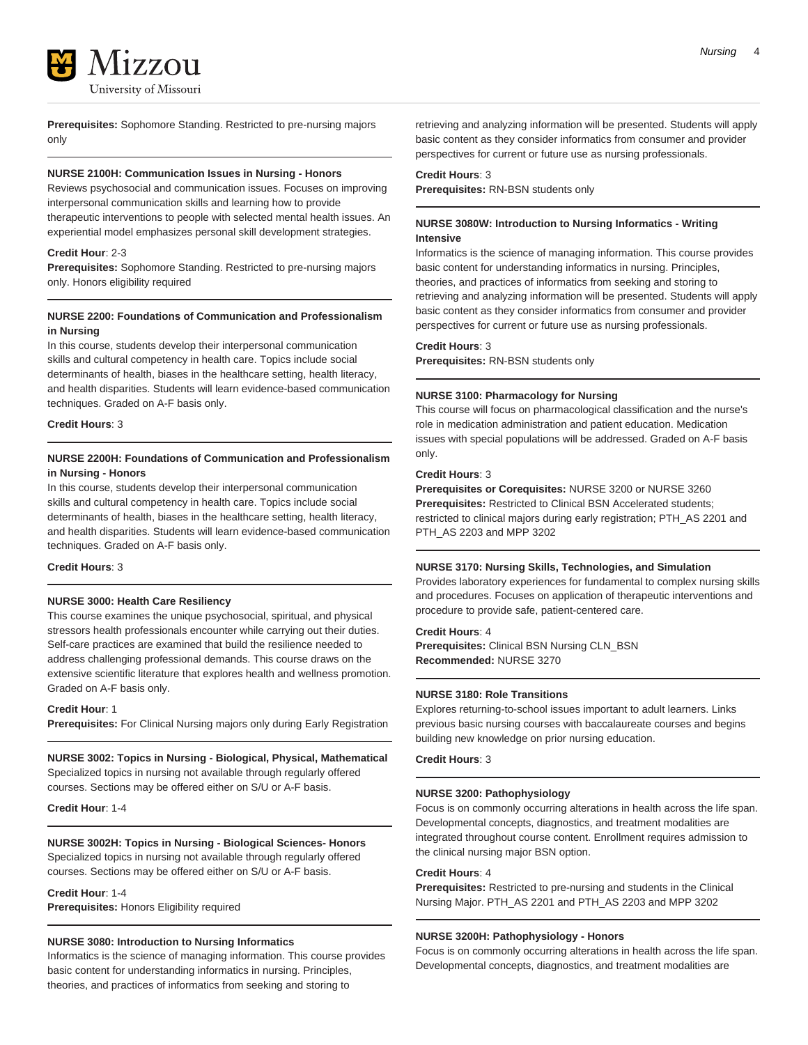**Prerequisites:** Sophomore Standing. Restricted to pre-nursing majors only

---

**NURSE 2100H: Communication Issues in Nursing - Honors**
Reviews psychosocial and communication issues. Focuses on improving interpersonal communication skills and learning how to provide therapeutic interventions to people with selected mental health issues. An experiential model emphasizes personal skill development strategies.

**Credit Hour**: 2-3
**Prerequisites:** Sophomore Standing. Restricted to pre-nursing majors only. Honors eligibility required

---

**NURSE 2200: Foundations of Communication and Professionalism in Nursing**
In this course, students develop their interpersonal communication skills and cultural competency in health care. Topics include social determinants of health, biases in the healthcare setting, health literacy, and health disparities. Students will learn evidence-based communication techniques. Graded on A-F basis only.

**Credit Hours**: 3

---

**NURSE 2200H: Foundations of Communication and Professionalism in Nursing - Honors**
In this course, students develop their interpersonal communication skills and cultural competency in health care. Topics include social determinants of health, biases in the healthcare setting, health literacy, and health disparities. Students will learn evidence-based communication techniques. Graded on A-F basis only.

**Credit Hours**: 3

---

**NURSE 3000: Health Care Resiliency**
This course examines the unique psychosocial, spiritual, and physical stressors health professionals encounter while carrying out their duties. Self-care practices are examined that build the resilience needed to address challenging professional demands. This course draws on the extensive scientific literature that explores health and wellness promotion. Graded on A-F basis only.

**Credit Hour**: 1
**Prerequisites:** For Clinical Nursing majors only during Early Registration

---

**NURSE 3002: Topics in Nursing - Biological, Physical, Mathematical**
Specialized topics in nursing not available through regularly offered courses. Sections may be offered either on S/U or A-F basis.

**Credit Hour**: 1-4

---

**NURSE 3002H: Topics in Nursing - Biological Sciences- Honors**
Specialized topics in nursing not available through regularly offered courses. Sections may be offered either on S/U or A-F basis.

**Credit Hour**: 1-4
**Prerequisites:** Honors Eligibility required

---

**NURSE 3080: Introduction to Nursing Informatics**
Informatics is the science of managing information. This course provides basic content for understanding informatics in nursing. Principles, theories, and practices of informatics from seeking and storing to retrieving and analyzing information will be presented. Students will apply basic content as they consider informatics from consumer and provider perspectives for current or future use as nursing professionals.

**Credit Hours**: 3
**Prerequisites:** RN-BSN students only

---

**NURSE 3080W: Introduction to Nursing Informatics - Writing Intensive**
Informatics is the science of managing information. This course provides basic content for understanding informatics in nursing. Principles, theories, and practices of informatics from seeking and storing to retrieving and analyzing information will be presented. Students will apply basic content as they consider informatics from consumer and provider perspectives for current or future use as nursing professionals.

**Credit Hours**: 3
**Prerequisites:** RN-BSN students only

---

**NURSE 3100: Pharmacology for Nursing**
This course will focus on pharmacological classification and the nurse's role in medication administration and patient education. Medication issues with special populations will be addressed. Graded on A-F basis only.

**Credit Hours**: 3
**Prerequisites or Corequisites:** NURSE 3200 or NURSE 3260
**Prerequisites:** Restricted to Clinical BSN Accelerated students; restricted to clinical majors during early registration; PTH_AS 2201 and PTH_AS 2203 and MPP 3202

---

**NURSE 3170: Nursing Skills, Technologies, and Simulation**
Provides laboratory experiences for fundamental to complex nursing skills and procedures. Focuses on application of therapeutic interventions and procedure to provide safe, patient-centered care.

**Credit Hours**: 4
**Prerequisites:** Clinical BSN Nursing CLN_BSN
**Recommended:** NURSE 3270

---

**NURSE 3180: Role Transitions**
Explores returning-to-school issues important to adult learners. Links previous basic nursing courses with baccalaureate courses and begins building new knowledge on prior nursing education.

**Credit Hours**: 3

---

**NURSE 3200: Pathophysiology**
Focus is on commonly occurring alterations in health across the life span. Developmental concepts, diagnostics, and treatment modalities are integrated throughout course content. Enrollment requires admission to the clinical nursing major BSN option.

**Credit Hours**: 4
**Prerequisites:** Restricted to pre-nursing and students in the Clinical Nursing Major. PTH_AS 2201 and PTH_AS 2203 and MPP 3202

---

**NURSE 3200H: Pathophysiology - Honors**
Focus is on commonly occurring alterations in health across the life span. Developmental concepts, diagnostics, and treatment modalities are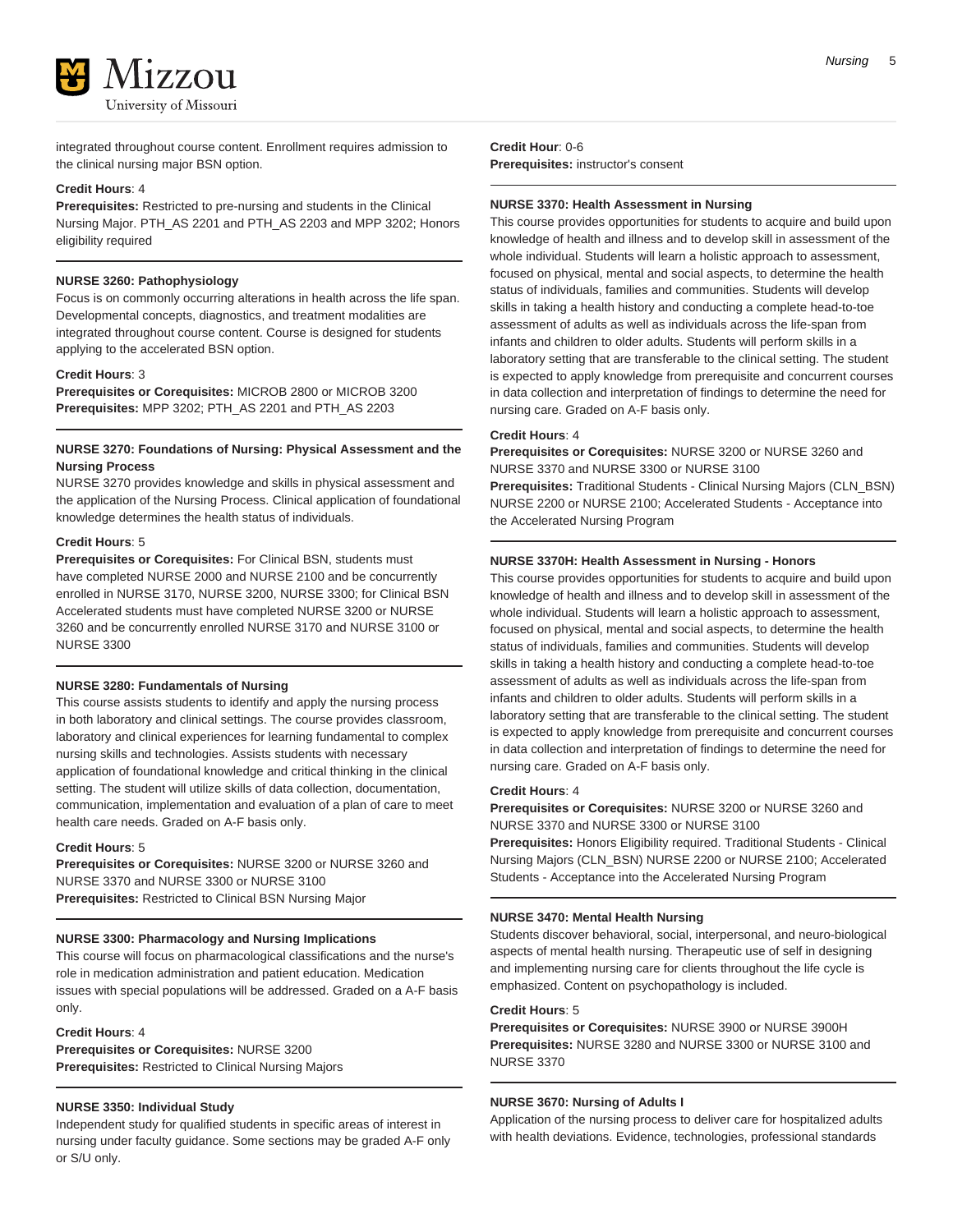integrated throughout course content. Enrollment requires admission to the clinical nursing major BSN option.

**Credit Hours**: 4
**Prerequisites:** Restricted to pre-nursing and students in the Clinical Nursing Major. PTH_AS 2201 and PTH_AS 2203 and MPP 3202; Honors eligibility required

---

**NURSE 3260: Pathophysiology**

Focus is on commonly occurring alterations in health across the life span. Developmental concepts, diagnostics, and treatment modalities are integrated throughout course content. Course is designed for students applying to the accelerated BSN option.

**Credit Hours**: 3
**Prerequisites or Corequisites:** MICROB 2800 or MICROB 3200
**Prerequisites:** MPP 3202; PTH_AS 2201 and PTH_AS 2203

---

**NURSE 3270: Foundations of Nursing: Physical Assessment and the Nursing Process**

NURSE 3270 provides knowledge and skills in physical assessment and the application of the Nursing Process. Clinical application of foundational knowledge determines the health status of individuals.

**Credit Hours**: 5
**Prerequisites or Corequisites:** For Clinical BSN, students must have completed NURSE 2000 and NURSE 2100 and be concurrently enrolled in NURSE 3170, NURSE 3200, NURSE 3300; for Clinical BSN Accelerated students must have completed NURSE 3200 or NURSE 3260 and be concurrently enrolled NURSE 3170 and NURSE 3100 or NURSE 3300

---

**NURSE 3280: Fundamentals of Nursing**

This course assists students to identify and apply the nursing process in both laboratory and clinical settings. The course provides classroom, laboratory and clinical experiences for learning fundamental to complex nursing skills and technologies. Assists students with necessary application of foundational knowledge and critical thinking in the clinical setting. The student will utilize skills of data collection, documentation, communication, implementation and evaluation of a plan of care to meet health care needs. Graded on A-F basis only.

**Credit Hours**: 5
**Prerequisites or Corequisites:** NURSE 3200 or NURSE 3260 and NURSE 3370 and NURSE 3300 or NURSE 3100
**Prerequisites:** Restricted to Clinical BSN Nursing Major

---

**NURSE 3300: Pharmacology and Nursing Implications**

This course will focus on pharmacological classifications and the nurse's role in medication administration and patient education. Medication issues with special populations will be addressed. Graded on a A-F basis only.

**Credit Hours**: 4
**Prerequisites or Corequisites:** NURSE 3200
**Prerequisites:** Restricted to Clinical Nursing Majors

---

**NURSE 3350: Individual Study**

Independent study for qualified students in specific areas of interest in nursing under faculty guidance. Some sections may be graded A-F only or S/U only.

**Credit Hour**: 0-6
**Prerequisites:** instructor's consent

---

**NURSE 3370: Health Assessment in Nursing**

This course provides opportunities for students to acquire and build upon knowledge of health and illness and to develop skill in assessment of the whole individual. Students will learn a holistic approach to assessment, focused on physical, mental and social aspects, to determine the health status of individuals, families and communities. Students will develop skills in taking a health history and conducting a complete head-to-toe assessment of adults as well as individuals across the life-span from infants and children to older adults. Students will perform skills in a laboratory setting that are transferable to the clinical setting. The student is expected to apply knowledge from prerequisite and concurrent courses in data collection and interpretation of findings to determine the need for nursing care. Graded on A-F basis only.

**Credit Hours**: 4
**Prerequisites or Corequisites:** NURSE 3200 or NURSE 3260 and NURSE 3370 and NURSE 3300 or NURSE 3100
**Prerequisites:** Traditional Students - Clinical Nursing Majors (CLN_BSN) NURSE 2200 or NURSE 2100; Accelerated Students - Acceptance into the Accelerated Nursing Program

---

**NURSE 3370H: Health Assessment in Nursing - Honors**

This course provides opportunities for students to acquire and build upon knowledge of health and illness and to develop skill in assessment of the whole individual. Students will learn a holistic approach to assessment, focused on physical, mental and social aspects, to determine the health status of individuals, families and communities. Students will develop skills in taking a health history and conducting a complete head-to-toe assessment of adults as well as individuals across the life-span from infants and children to older adults. Students will perform skills in a laboratory setting that are transferable to the clinical setting. The student is expected to apply knowledge from prerequisite and concurrent courses in data collection and interpretation of findings to determine the need for nursing care. Graded on A-F basis only.

**Credit Hours**: 4
**Prerequisites or Corequisites:** NURSE 3200 or NURSE 3260 and NURSE 3370 and NURSE 3300 or NURSE 3100
**Prerequisites:** Honors Eligibility required. Traditional Students - Clinical Nursing Majors (CLN_BSN) NURSE 2200 or NURSE 2100; Accelerated Students - Acceptance into the Accelerated Nursing Program

---

**NURSE 3470: Mental Health Nursing**

Students discover behavioral, social, interpersonal, and neuro-biological aspects of mental health nursing. Therapeutic use of self in designing and implementing nursing care for clients throughout the life cycle is emphasized. Content on psychopathology is included.

**Credit Hours**: 5
**Prerequisites or Corequisites:** NURSE 3900 or NURSE 3900H
**Prerequisites:** NURSE 3280 and NURSE 3300 or NURSE 3100 and NURSE 3370

---

**NURSE 3670: Nursing of Adults I**

Application of the nursing process to deliver care for hospitalized adults with health deviations. Evidence, technologies, professional standards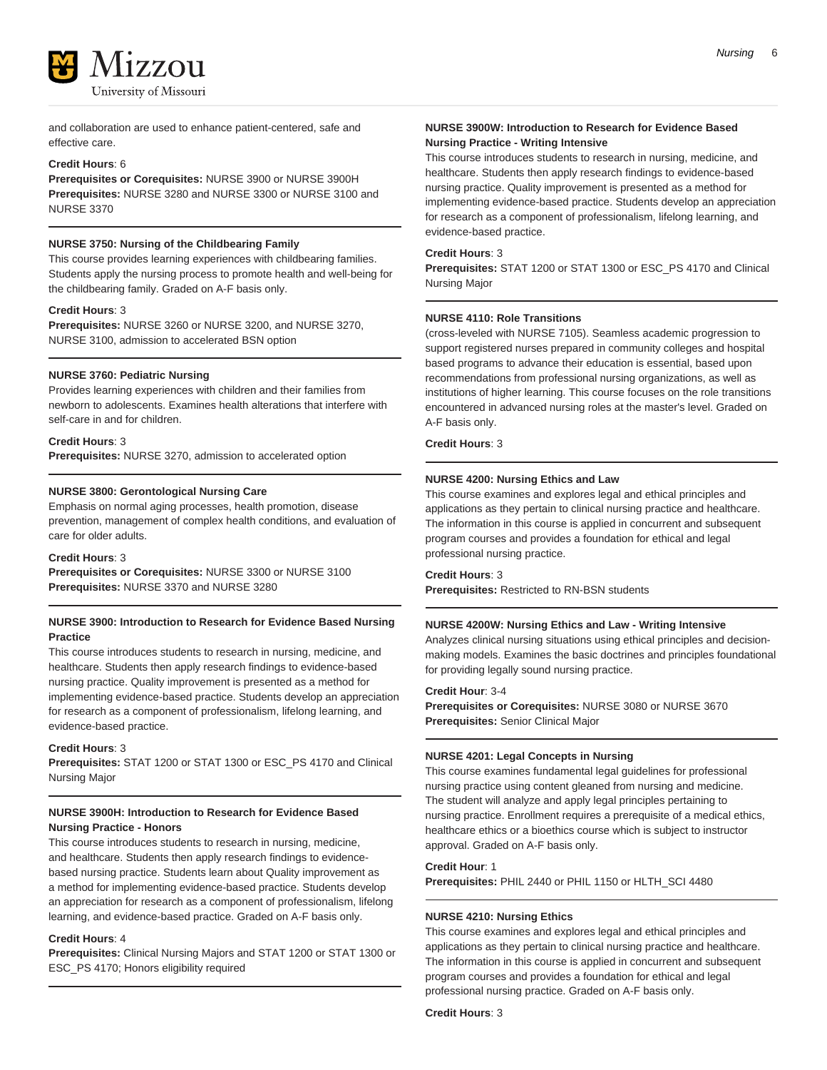and collaboration are used to enhance patient-centered, safe and effective care.

**Credit Hours**: 6
**Prerequisites or Corequisites:** NURSE 3900 or NURSE 3900H
**Prerequisites:** NURSE 3280 and NURSE 3300 or NURSE 3100 and NURSE 3370

---

**NURSE 3750: Nursing of the Childbearing Family**

This course provides learning experiences with childbearing families. Students apply the nursing process to promote health and well-being for the childbearing family. Graded on A-F basis only.

**Credit Hours**: 3
**Prerequisites:** NURSE 3260 or NURSE 3200, and NURSE 3270, NURSE 3100, admission to accelerated BSN option

---

**NURSE 3760: Pediatric Nursing**

Provides learning experiences with children and their families from newborn to adolescents. Examines health alterations that interfere with self-care in and for children.

**Credit Hours**: 3
**Prerequisites:** NURSE 3270, admission to accelerated option

---

**NURSE 3800: Gerontological Nursing Care**

Emphasis on normal aging processes, health promotion, disease prevention, management of complex health conditions, and evaluation of care for older adults.

**Credit Hours**: 3
**Prerequisites or Corequisites:** NURSE 3300 or NURSE 3100
**Prerequisites:** NURSE 3370 and NURSE 3280

---

**NURSE 3900: Introduction to Research for Evidence Based Nursing Practice**

This course introduces students to research in nursing, medicine, and healthcare. Students then apply research findings to evidence-based nursing practice. Quality improvement is presented as a method for implementing evidence-based practice. Students develop an appreciation for research as a component of professionalism, lifelong learning, and evidence-based practice.

**Credit Hours**: 3
**Prerequisites:** STAT 1200 or STAT 1300 or ESC_PS 4170 and Clinical Nursing Major

---

**NURSE 3900H: Introduction to Research for Evidence Based Nursing Practice - Honors**

This course introduces students to research in nursing, medicine, and healthcare. Students then apply research findings to evidence-based nursing practice. Students learn about Quality improvement as a method for implementing evidence-based practice. Students develop an appreciation for research as a component of professionalism, lifelong learning, and evidence-based practice. Graded on A-F basis only.

**Credit Hours**: 4
**Prerequisites:** Clinical Nursing Majors and STAT 1200 or STAT 1300 or ESC_PS 4170; Honors eligibility required

---

**NURSE 3900W: Introduction to Research for Evidence Based Nursing Practice - Writing Intensive**

This course introduces students to research in nursing, medicine, and healthcare. Students then apply research findings to evidence-based nursing practice. Quality improvement is presented as a method for implementing evidence-based practice. Students develop an appreciation for research as a component of professionalism, lifelong learning, and evidence-based practice.

**Credit Hours**: 3
**Prerequisites:** STAT 1200 or STAT 1300 or ESC_PS 4170 and Clinical Nursing Major

---

**NURSE 4110: Role Transitions**

(cross-leveled with NURSE 7105). Seamless academic progression to support registered nurses prepared in community colleges and hospital based programs to advance their education is essential, based upon recommendations from professional nursing organizations, as well as institutions of higher learning. This course focuses on the role transitions encountered in advanced nursing roles at the master's level. Graded on A-F basis only.

**Credit Hours**: 3

---

**NURSE 4200: Nursing Ethics and Law**

This course examines and explores legal and ethical principles and applications as they pertain to clinical nursing practice and healthcare. The information in this course is applied in concurrent and subsequent program courses and provides a foundation for ethical and legal professional nursing practice.

**Credit Hours**: 3
**Prerequisites:** Restricted to RN-BSN students

---

**NURSE 4200W: Nursing Ethics and Law - Writing Intensive**

Analyzes clinical nursing situations using ethical principles and decision-making models. Examines the basic doctrines and principles foundational for providing legally sound nursing practice.

**Credit Hour**: 3-4
**Prerequisites or Corequisites:** NURSE 3080 or NURSE 3670
**Prerequisites:** Senior Clinical Major

---

**NURSE 4201: Legal Concepts in Nursing**

This course examines fundamental legal guidelines for professional nursing practice using content gleaned from nursing and medicine. The student will analyze and apply legal principles pertaining to nursing practice. Enrollment requires a prerequisite of a medical ethics, healthcare ethics or a bioethics course which is subject to instructor approval. Graded on A-F basis only.

**Credit Hour**: 1
**Prerequisites:** PHIL 2440 or PHIL 1150 or HLTH_SCI 4480

---

**NURSE 4210: Nursing Ethics**

This course examines and explores legal and ethical principles and applications as they pertain to clinical nursing practice and healthcare. The information in this course is applied in concurrent and subsequent program courses and provides a foundation for ethical and legal professional nursing practice. Graded on A-F basis only.

**Credit Hours**: 3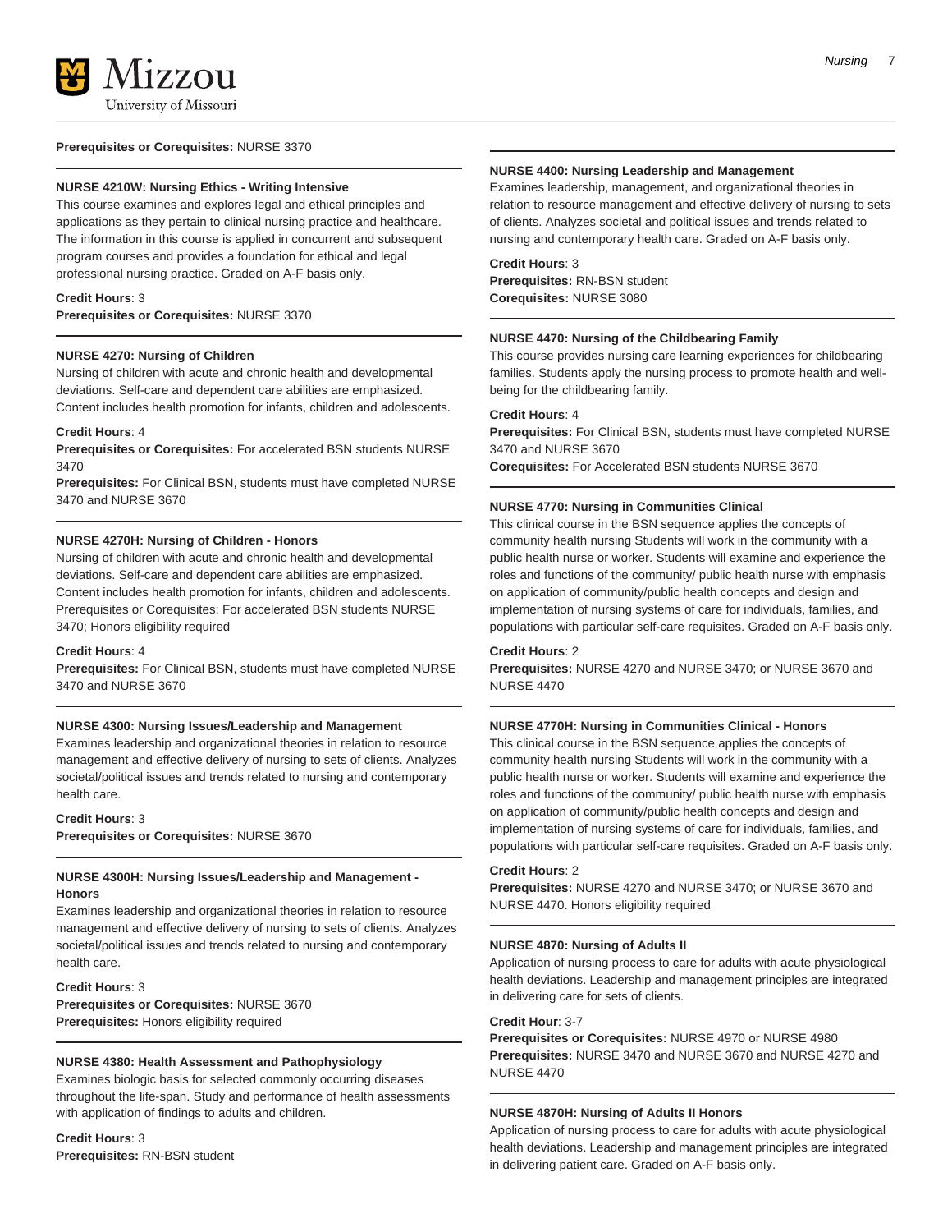**Prerequisites or Corequisites:** NURSE 3370

#### NURSE 4210W: Nursing Ethics - Writing Intensive

This course examines and explores legal and ethical principles and applications as they pertain to clinical nursing practice and healthcare. The information in this course is applied in concurrent and subsequent program courses and provides a foundation for ethical and legal professional nursing practice. Graded on A-F basis only.

**Credit Hours**: 3
**Prerequisites or Corequisites:** NURSE 3370

#### NURSE 4270: Nursing of Children

Nursing of children with acute and chronic health and developmental deviations. Self-care and dependent care abilities are emphasized. Content includes health promotion for infants, children and adolescents.

**Credit Hours**: 4
**Prerequisites or Corequisites:** For accelerated BSN students NURSE 3470
**Prerequisites:** For Clinical BSN, students must have completed NURSE 3470 and NURSE 3670

#### NURSE 4270H: Nursing of Children - Honors

Nursing of children with acute and chronic health and developmental deviations. Self-care and dependent care abilities are emphasized. Content includes health promotion for infants, children and adolescents. Prerequisites or Corequisites: For accelerated BSN students NURSE 3470; Honors eligibility required

**Credit Hours**: 4
**Prerequisites:** For Clinical BSN, students must have completed NURSE 3470 and NURSE 3670

#### NURSE 4300: Nursing Issues/Leadership and Management

Examines leadership and organizational theories in relation to resource management and effective delivery of nursing to sets of clients. Analyzes societal/political issues and trends related to nursing and contemporary health care.

**Credit Hours**: 3
**Prerequisites or Corequisites:** NURSE 3670

#### NURSE 4300H: Nursing Issues/Leadership and Management - Honors

Examines leadership and organizational theories in relation to resource management and effective delivery of nursing to sets of clients. Analyzes societal/political issues and trends related to nursing and contemporary health care.

**Credit Hours**: 3
**Prerequisites or Corequisites:** NURSE 3670
**Prerequisites:** Honors eligibility required

#### NURSE 4380: Health Assessment and Pathophysiology

Examines biologic basis for selected commonly occurring diseases throughout the life-span. Study and performance of health assessments with application of findings to adults and children.

**Credit Hours**: 3
**Prerequisites:** RN-BSN student

#### NURSE 4400: Nursing Leadership and Management

Examines leadership, management, and organizational theories in relation to resource management and effective delivery of nursing to sets of clients. Analyzes societal and political issues and trends related to nursing and contemporary health care. Graded on A-F basis only.

**Credit Hours**: 3
**Prerequisites:** RN-BSN student
**Corequisites:** NURSE 3080

#### NURSE 4470: Nursing of the Childbearing Family

This course provides nursing care learning experiences for childbearing families. Students apply the nursing process to promote health and well-being for the childbearing family.

**Credit Hours**: 4
**Prerequisites:** For Clinical BSN, students must have completed NURSE 3470 and NURSE 3670
**Corequisites:** For Accelerated BSN students NURSE 3670

#### NURSE 4770: Nursing in Communities Clinical

This clinical course in the BSN sequence applies the concepts of community health nursing Students will work in the community with a public health nurse or worker. Students will examine and experience the roles and functions of the community/ public health nurse with emphasis on application of community/public health concepts and design and implementation of nursing systems of care for individuals, families, and populations with particular self-care requisites. Graded on A-F basis only.

**Credit Hours**: 2
**Prerequisites:** NURSE 4270 and NURSE 3470; or NURSE 3670 and NURSE 4470

#### NURSE 4770H: Nursing in Communities Clinical - Honors

This clinical course in the BSN sequence applies the concepts of community health nursing Students will work in the community with a public health nurse or worker. Students will examine and experience the roles and functions of the community/ public health nurse with emphasis on application of community/public health concepts and design and implementation of nursing systems of care for individuals, families, and populations with particular self-care requisites. Graded on A-F basis only.

**Credit Hours**: 2
**Prerequisites:** NURSE 4270 and NURSE 3470; or NURSE 3670 and NURSE 4470. Honors eligibility required

#### NURSE 4870: Nursing of Adults II

Application of nursing process to care for adults with acute physiological health deviations. Leadership and management principles are integrated in delivering care for sets of clients.

**Credit Hour**: 3-7
**Prerequisites or Corequisites:** NURSE 4970 or NURSE 4980
**Prerequisites:** NURSE 3470 and NURSE 3670 and NURSE 4270 and NURSE 4470

#### NURSE 4870H: Nursing of Adults II Honors

Application of nursing process to care for adults with acute physiological health deviations. Leadership and management principles are integrated in delivering patient care. Graded on A-F basis only.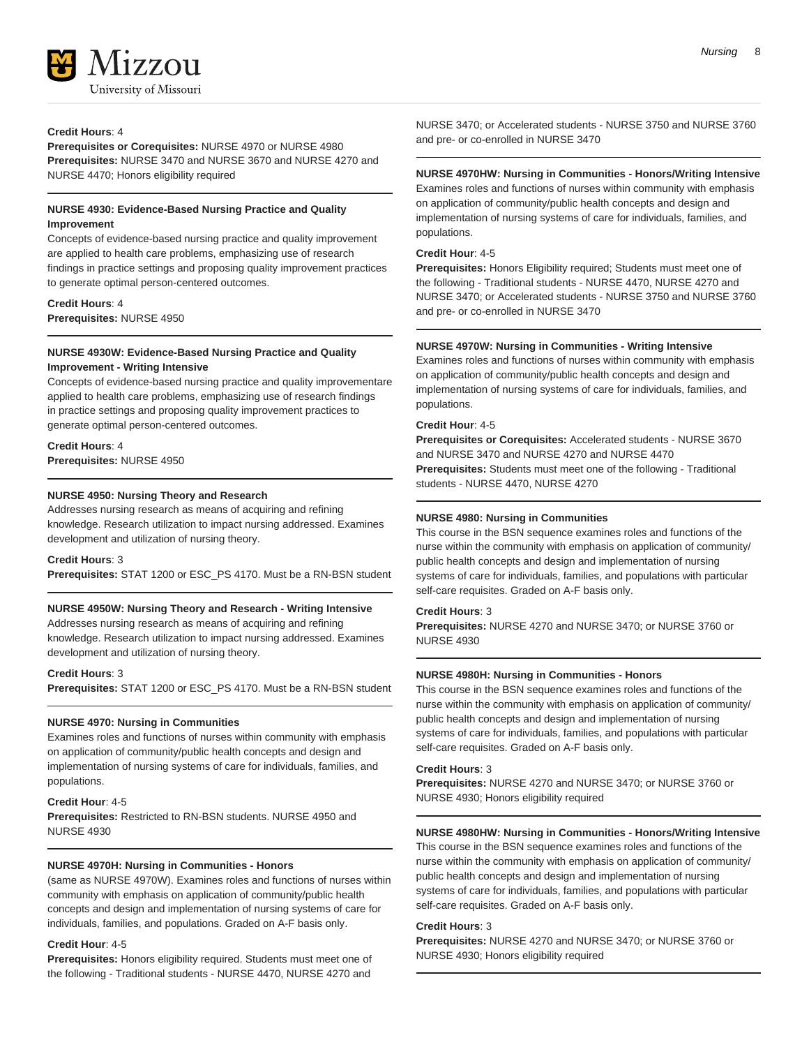**Credit Hours**: 4
**Prerequisites or Corequisites:** NURSE 4970 or NURSE 4980
**Prerequisites:** NURSE 3470 and NURSE 3670 and NURSE 4270 and NURSE 4470; Honors eligibility required

### NURSE 4930: Evidence-Based Nursing Practice and Quality Improvement

Concepts of evidence-based nursing practice and quality improvement are applied to health care problems, emphasizing use of research findings in practice settings and proposing quality improvement practices to generate optimal person-centered outcomes.

**Credit Hours**: 4
**Prerequisites:** NURSE 4950

### NURSE 4930W: Evidence-Based Nursing Practice and Quality Improvement - Writing Intensive

Concepts of evidence-based nursing practice and quality improvementare applied to health care problems, emphasizing use of research findings in practice settings and proposing quality improvement practices to generate optimal person-centered outcomes.

**Credit Hours**: 4
**Prerequisites:** NURSE 4950

### NURSE 4950: Nursing Theory and Research

Addresses nursing research as means of acquiring and refining knowledge. Research utilization to impact nursing addressed. Examines development and utilization of nursing theory.

**Credit Hours**: 3
**Prerequisites:** STAT 1200 or ESC_PS 4170. Must be a RN-BSN student

### NURSE 4950W: Nursing Theory and Research - Writing Intensive

Addresses nursing research as means of acquiring and refining knowledge. Research utilization to impact nursing addressed. Examines development and utilization of nursing theory.

**Credit Hours**: 3
**Prerequisites:** STAT 1200 or ESC_PS 4170. Must be a RN-BSN student

### NURSE 4970: Nursing in Communities

Examines roles and functions of nurses within community with emphasis on application of community/public health concepts and design and implementation of nursing systems of care for individuals, families, and populations.

**Credit Hour**: 4-5
**Prerequisites:** Restricted to RN-BSN students. NURSE 4950 and NURSE 4930

### NURSE 4970H: Nursing in Communities - Honors

(same as NURSE 4970W). Examines roles and functions of nurses within community with emphasis on application of community/public health concepts and design and implementation of nursing systems of care for individuals, families, and populations. Graded on A-F basis only.

**Credit Hour**: 4-5
**Prerequisites:** Honors eligibility required. Students must meet one of the following - Traditional students - NURSE 4470, NURSE 4270 and NURSE 3470; or Accelerated students - NURSE 3750 and NURSE 3760 and pre- or co-enrolled in NURSE 3470

### NURSE 4970HW: Nursing in Communities - Honors/Writing Intensive

Examines roles and functions of nurses within community with emphasis on application of community/public health concepts and design and implementation of nursing systems of care for individuals, families, and populations.

**Credit Hour**: 4-5
**Prerequisites:** Honors Eligibility required; Students must meet one of the following - Traditional students - NURSE 4470, NURSE 4270 and NURSE 3470; or Accelerated students - NURSE 3750 and NURSE 3760 and pre- or co-enrolled in NURSE 3470

### NURSE 4970W: Nursing in Communities - Writing Intensive

Examines roles and functions of nurses within community with emphasis on application of community/public health concepts and design and implementation of nursing systems of care for individuals, families, and populations.

**Credit Hour**: 4-5
**Prerequisites or Corequisites:** Accelerated students - NURSE 3670 and NURSE 3470 and NURSE 4270 and NURSE 4470
**Prerequisites:** Students must meet one of the following - Traditional students - NURSE 4470, NURSE 4270

### NURSE 4980: Nursing in Communities

This course in the BSN sequence examines roles and functions of the nurse within the community with emphasis on application of community/public health concepts and design and implementation of nursing systems of care for individuals, families, and populations with particular self-care requisites. Graded on A-F basis only.

**Credit Hours**: 3
**Prerequisites:** NURSE 4270 and NURSE 3470; or NURSE 3760 or NURSE 4930

### NURSE 4980H: Nursing in Communities - Honors

This course in the BSN sequence examines roles and functions of the nurse within the community with emphasis on application of community/public health concepts and design and implementation of nursing systems of care for individuals, families, and populations with particular self-care requisites. Graded on A-F basis only.

**Credit Hours**: 3
**Prerequisites:** NURSE 4270 and NURSE 3470; or NURSE 3760 or NURSE 4930; Honors eligibility required

### NURSE 4980HW: Nursing in Communities - Honors/Writing Intensive

This course in the BSN sequence examines roles and functions of the nurse within the community with emphasis on application of community/public health concepts and design and implementation of nursing systems of care for individuals, families, and populations with particular self-care requisites. Graded on A-F basis only.

**Credit Hours**: 3
**Prerequisites:** NURSE 4270 and NURSE 3470; or NURSE 3760 or NURSE 4930; Honors eligibility required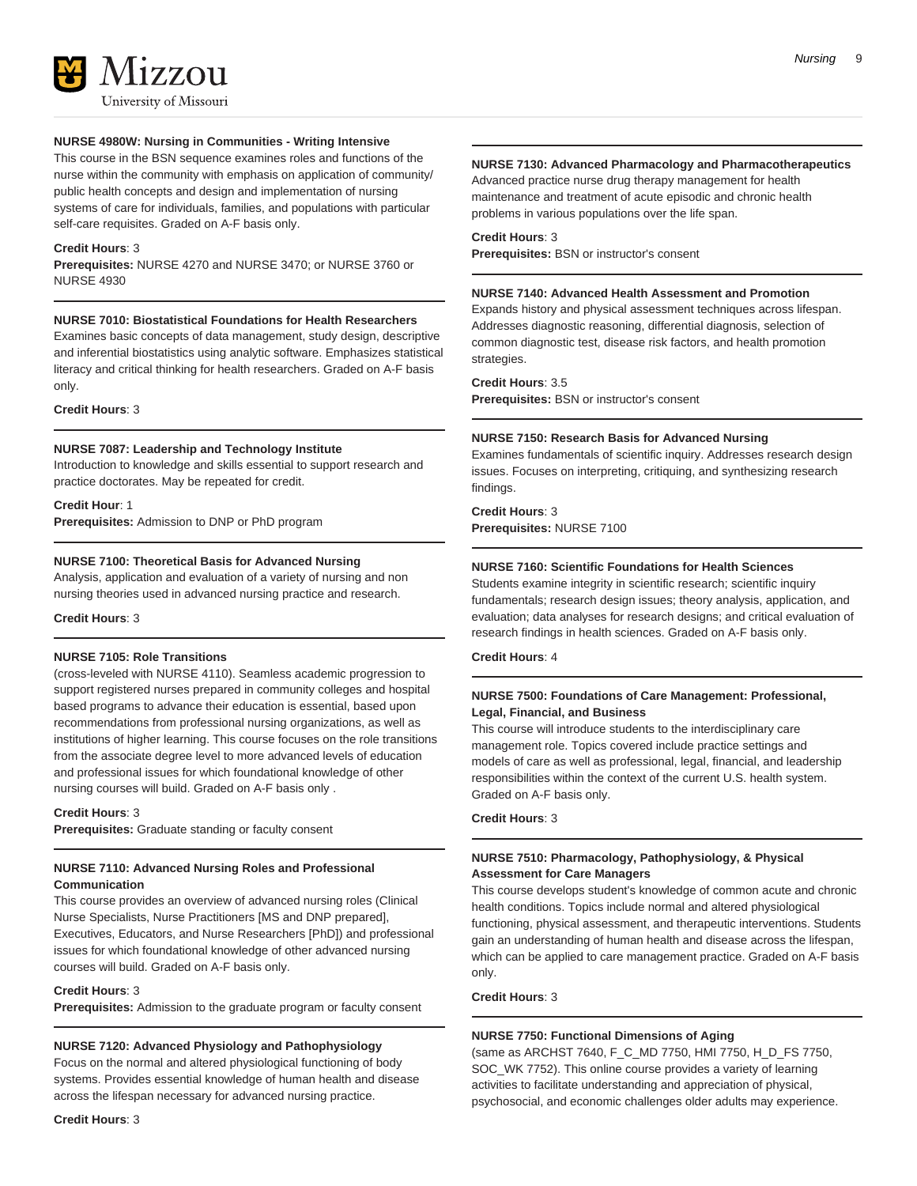**NURSE 4980W: Nursing in Communities - Writing Intensive**

This course in the BSN sequence examines roles and functions of the nurse within the community with emphasis on application of community/ public health concepts and design and implementation of nursing systems of care for individuals, families, and populations with particular self-care requisites. Graded on A-F basis only.

**Credit Hours**: 3
**Prerequisites:** NURSE 4270 and NURSE 3470; or NURSE 3760 or NURSE 4930

---

**NURSE 7010: Biostatistical Foundations for Health Researchers**

Examines basic concepts of data management, study design, descriptive and inferential biostatistics using analytic software. Emphasizes statistical literacy and critical thinking for health researchers. Graded on A-F basis only.

**Credit Hours**: 3

---

**NURSE 7087: Leadership and Technology Institute**

Introduction to knowledge and skills essential to support research and practice doctorates. May be repeated for credit.

**Credit Hour**: 1
**Prerequisites:** Admission to DNP or PhD program

---

**NURSE 7100: Theoretical Basis for Advanced Nursing**

Analysis, application and evaluation of a variety of nursing and non nursing theories used in advanced nursing practice and research.

**Credit Hours**: 3

---

**NURSE 7105: Role Transitions**

(cross-leveled with NURSE 4110). Seamless academic progression to support registered nurses prepared in community colleges and hospital based programs to advance their education is essential, based upon recommendations from professional nursing organizations, as well as institutions of higher learning. This course focuses on the role transitions from the associate degree level to more advanced levels of education and professional issues for which foundational knowledge of other nursing courses will build. Graded on A-F basis only .

**Credit Hours**: 3
**Prerequisites:** Graduate standing or faculty consent

---

**NURSE 7110: Advanced Nursing Roles and Professional Communication**

This course provides an overview of advanced nursing roles (Clinical Nurse Specialists, Nurse Practitioners [MS and DNP prepared], Executives, Educators, and Nurse Researchers [PhD]) and professional issues for which foundational knowledge of other advanced nursing courses will build. Graded on A-F basis only.

**Credit Hours**: 3
**Prerequisites:** Admission to the graduate program or faculty consent

---

**NURSE 7120: Advanced Physiology and Pathophysiology**

Focus on the normal and altered physiological functioning of body systems. Provides essential knowledge of human health and disease across the lifespan necessary for advanced nursing practice.

**Credit Hours**: 3

---

**NURSE 7130: Advanced Pharmacology and Pharmacotherapeutics**

Advanced practice nurse drug therapy management for health maintenance and treatment of acute episodic and chronic health problems in various populations over the life span.

**Credit Hours**: 3
**Prerequisites:** BSN or instructor's consent

---

**NURSE 7140: Advanced Health Assessment and Promotion**

Expands history and physical assessment techniques across lifespan. Addresses diagnostic reasoning, differential diagnosis, selection of common diagnostic test, disease risk factors, and health promotion strategies.

**Credit Hours**: 3.5
**Prerequisites:** BSN or instructor's consent

---

**NURSE 7150: Research Basis for Advanced Nursing**

Examines fundamentals of scientific inquiry. Addresses research design issues. Focuses on interpreting, critiquing, and synthesizing research findings.

**Credit Hours**: 3
**Prerequisites:** NURSE 7100

---

**NURSE 7160: Scientific Foundations for Health Sciences**

Students examine integrity in scientific research; scientific inquiry fundamentals; research design issues; theory analysis, application, and evaluation; data analyses for research designs; and critical evaluation of research findings in health sciences. Graded on A-F basis only.

**Credit Hours**: 4

---

**NURSE 7500: Foundations of Care Management: Professional, Legal, Financial, and Business**

This course will introduce students to the interdisciplinary care management role. Topics covered include practice settings and models of care as well as professional, legal, financial, and leadership responsibilities within the context of the current U.S. health system. Graded on A-F basis only.

**Credit Hours**: 3

---

**NURSE 7510: Pharmacology, Pathophysiology, & Physical Assessment for Care Managers**

This course develops student's knowledge of common acute and chronic health conditions. Topics include normal and altered physiological functioning, physical assessment, and therapeutic interventions. Students gain an understanding of human health and disease across the lifespan, which can be applied to care management practice. Graded on A-F basis only.

**Credit Hours**: 3

---

**NURSE 7750: Functional Dimensions of Aging**

(same as ARCHST 7640, F_C_MD 7750, HMI 7750, H_D_FS 7750, SOC_WK 7752). This online course provides a variety of learning activities to facilitate understanding and appreciation of physical, psychosocial, and economic challenges older adults may experience.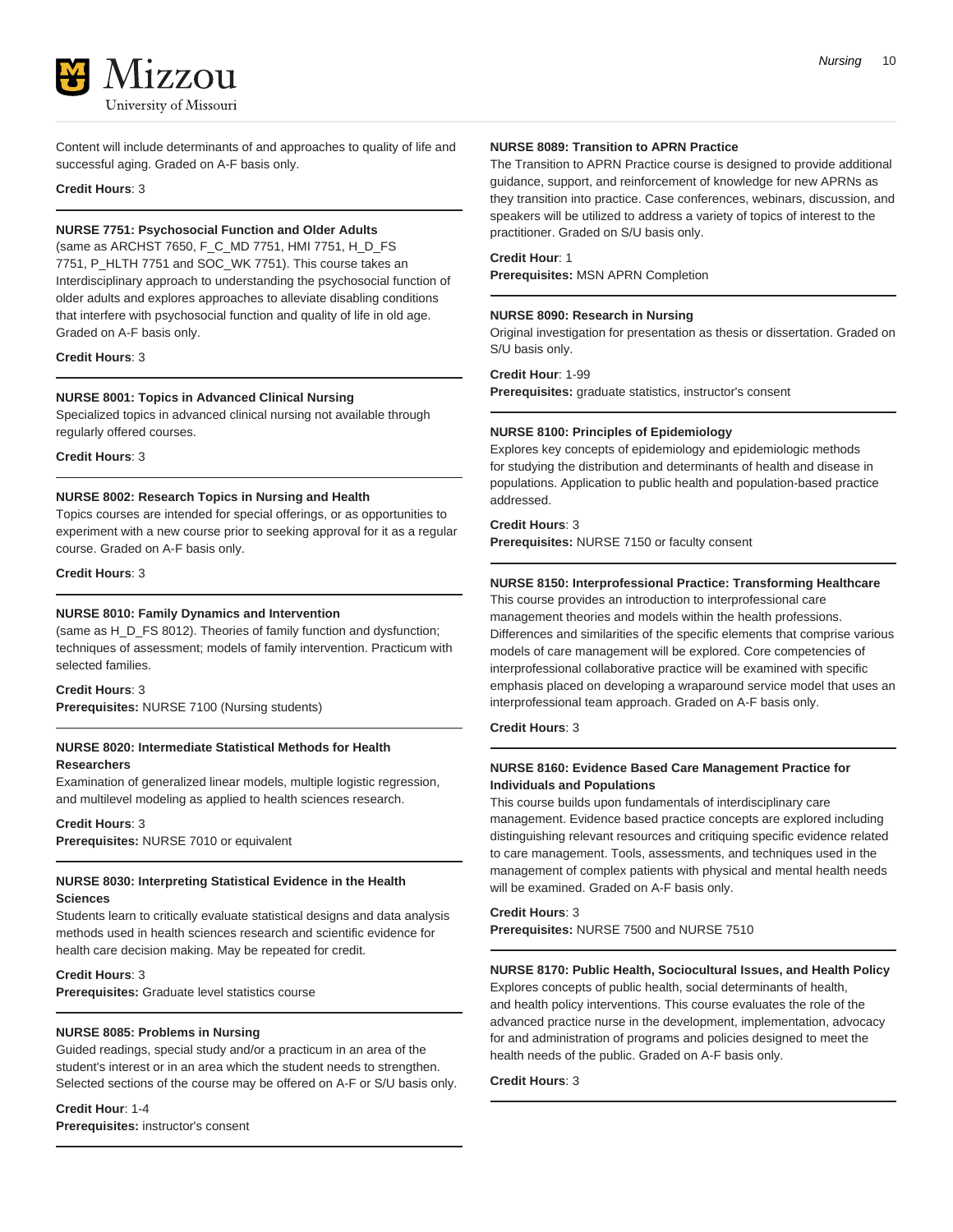Content will include determinants of and approaches to quality of life and successful aging. Graded on A-F basis only.

**Credit Hours**: 3

---

**NURSE 7751: Psychosocial Function and Older Adults**

(same as ARCHST 7650, F_C_MD 7751, HMI 7751, H_D_FS 7751, P_HLTH 7751 and SOC_WK 7751). This course takes an Interdisciplinary approach to understanding the psychosocial function of older adults and explores approaches to alleviate disabling conditions that interfere with psychosocial function and quality of life in old age. Graded on A-F basis only.

**Credit Hours**: 3

---

**NURSE 8001: Topics in Advanced Clinical Nursing**

Specialized topics in advanced clinical nursing not available through regularly offered courses.

**Credit Hours**: 3

---

**NURSE 8002: Research Topics in Nursing and Health**

Topics courses are intended for special offerings, or as opportunities to experiment with a new course prior to seeking approval for it as a regular course. Graded on A-F basis only.

**Credit Hours**: 3

---

**NURSE 8010: Family Dynamics and Intervention**

(same as H_D_FS 8012). Theories of family function and dysfunction; techniques of assessment; models of family intervention. Practicum with selected families.

**Credit Hours**: 3
**Prerequisites:** NURSE 7100 (Nursing students)

---

**NURSE 8020: Intermediate Statistical Methods for Health Researchers**

Examination of generalized linear models, multiple logistic regression, and multilevel modeling as applied to health sciences research.

**Credit Hours**: 3
**Prerequisites:** NURSE 7010 or equivalent

---

**NURSE 8030: Interpreting Statistical Evidence in the Health Sciences**

Students learn to critically evaluate statistical designs and data analysis methods used in health sciences research and scientific evidence for health care decision making. May be repeated for credit.

**Credit Hours**: 3
**Prerequisites:** Graduate level statistics course

---

**NURSE 8085: Problems in Nursing**

Guided readings, special study and/or a practicum in an area of the student's interest or in an area which the student needs to strengthen. Selected sections of the course may be offered on A-F or S/U basis only.

**Credit Hour**: 1-4
**Prerequisites:** instructor's consent

---

**NURSE 8089: Transition to APRN Practice**

The Transition to APRN Practice course is designed to provide additional guidance, support, and reinforcement of knowledge for new APRNs as they transition into practice. Case conferences, webinars, discussion, and speakers will be utilized to address a variety of topics of interest to the practitioner. Graded on S/U basis only.

**Credit Hour**: 1
**Prerequisites:** MSN APRN Completion

---

**NURSE 8090: Research in Nursing**

Original investigation for presentation as thesis or dissertation. Graded on S/U basis only.

**Credit Hour**: 1-99
**Prerequisites:** graduate statistics, instructor's consent

---

**NURSE 8100: Principles of Epidemiology**

Explores key concepts of epidemiology and epidemiologic methods for studying the distribution and determinants of health and disease in populations. Application to public health and population-based practice addressed.

**Credit Hours**: 3
**Prerequisites:** NURSE 7150 or faculty consent

---

**NURSE 8150: Interprofessional Practice: Transforming Healthcare**

This course provides an introduction to interprofessional care management theories and models within the health professions. Differences and similarities of the specific elements that comprise various models of care management will be explored. Core competencies of interprofessional collaborative practice will be examined with specific emphasis placed on developing a wraparound service model that uses an interprofessional team approach. Graded on A-F basis only.

**Credit Hours**: 3

---

**NURSE 8160: Evidence Based Care Management Practice for Individuals and Populations**

This course builds upon fundamentals of interdisciplinary care management. Evidence based practice concepts are explored including distinguishing relevant resources and critiquing specific evidence related to care management. Tools, assessments, and techniques used in the management of complex patients with physical and mental health needs will be examined. Graded on A-F basis only.

**Credit Hours**: 3
**Prerequisites:** NURSE 7500 and NURSE 7510

---

**NURSE 8170: Public Health, Sociocultural Issues, and Health Policy**

Explores concepts of public health, social determinants of health, and health policy interventions. This course evaluates the role of the advanced practice nurse in the development, implementation, advocacy for and administration of programs and policies designed to meet the health needs of the public. Graded on A-F basis only.

**Credit Hours**: 3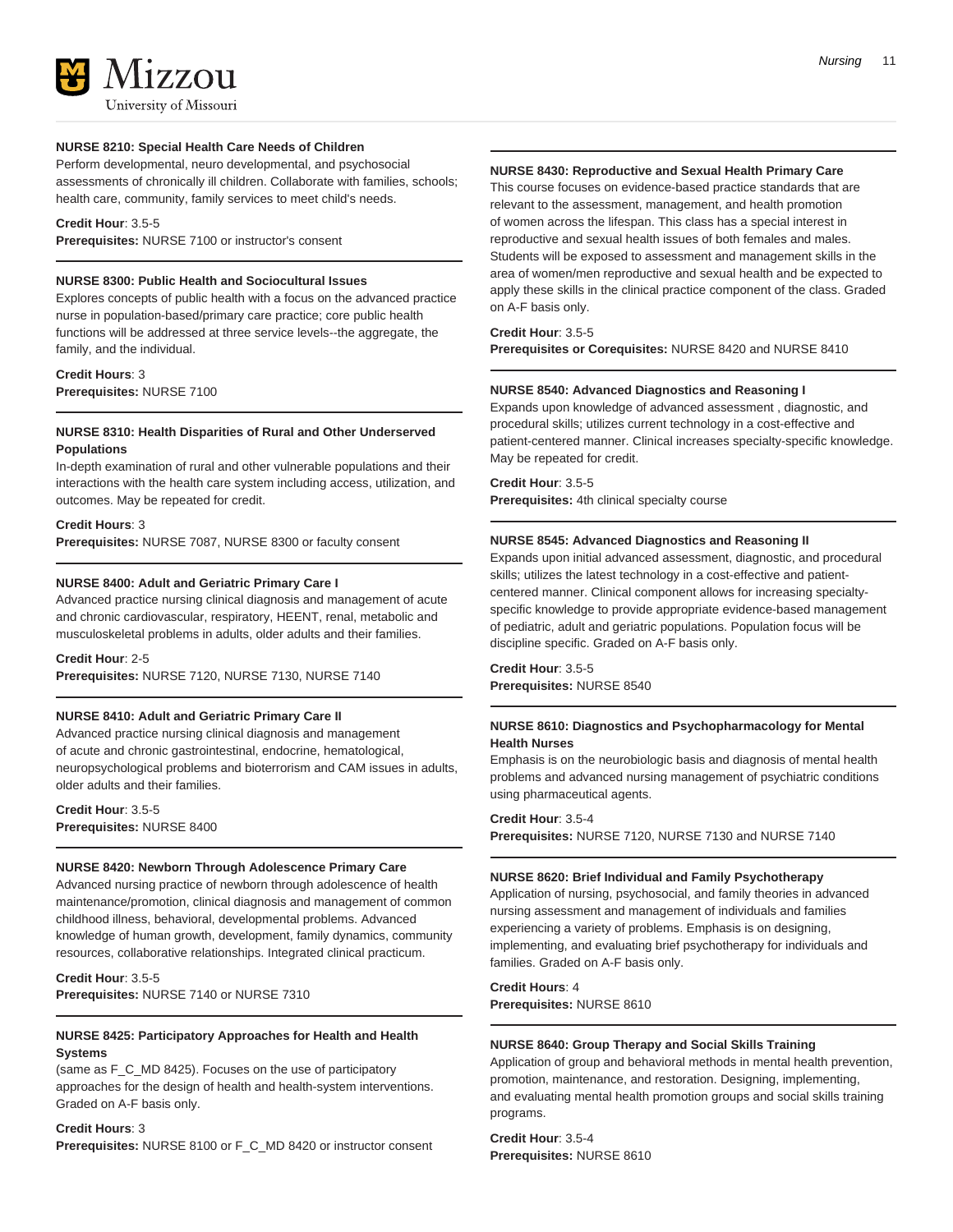**NURSE 8210: Special Health Care Needs of Children**

Perform developmental, neuro developmental, and psychosocial assessments of chronically ill children. Collaborate with families, schools; health care, community, family services to meet child's needs.

**Credit Hour**: 3.5-5
**Prerequisites:** NURSE 7100 or instructor's consent

---

**NURSE 8300: Public Health and Sociocultural Issues**

Explores concepts of public health with a focus on the advanced practice nurse in population-based/primary care practice; core public health functions will be addressed at three service levels--the aggregate, the family, and the individual.

**Credit Hours**: 3
**Prerequisites:** NURSE 7100

---

**NURSE 8310: Health Disparities of Rural and Other Underserved Populations**

In-depth examination of rural and other vulnerable populations and their interactions with the health care system including access, utilization, and outcomes. May be repeated for credit.

**Credit Hours**: 3
**Prerequisites:** NURSE 7087, NURSE 8300 or faculty consent

---

**NURSE 8400: Adult and Geriatric Primary Care I**

Advanced practice nursing clinical diagnosis and management of acute and chronic cardiovascular, respiratory, HEENT, renal, metabolic and musculoskeletal problems in adults, older adults and their families.

**Credit Hour**: 2-5
**Prerequisites:** NURSE 7120, NURSE 7130, NURSE 7140

---

**NURSE 8410: Adult and Geriatric Primary Care II**

Advanced practice nursing clinical diagnosis and management of acute and chronic gastrointestinal, endocrine, hematological, neuropsychological problems and bioterrorism and CAM issues in adults, older adults and their families.

**Credit Hour**: 3.5-5
**Prerequisites:** NURSE 8400

---

**NURSE 8420: Newborn Through Adolescence Primary Care**

Advanced nursing practice of newborn through adolescence of health maintenance/promotion, clinical diagnosis and management of common childhood illness, behavioral, developmental problems. Advanced knowledge of human growth, development, family dynamics, community resources, collaborative relationships. Integrated clinical practicum.

**Credit Hour**: 3.5-5
**Prerequisites:** NURSE 7140 or NURSE 7310

---

**NURSE 8425: Participatory Approaches for Health and Health Systems**

(same as F_C_MD 8425). Focuses on the use of participatory approaches for the design of health and health-system interventions. Graded on A-F basis only.

**Credit Hours**: 3
**Prerequisites:** NURSE 8100 or F_C_MD 8420 or instructor consent

---

**NURSE 8430: Reproductive and Sexual Health Primary Care**

This course focuses on evidence-based practice standards that are relevant to the assessment, management, and health promotion of women across the lifespan. This class has a special interest in reproductive and sexual health issues of both females and males. Students will be exposed to assessment and management skills in the area of women/men reproductive and sexual health and be expected to apply these skills in the clinical practice component of the class. Graded on A-F basis only.

**Credit Hour**: 3.5-5
**Prerequisites or Corequisites:** NURSE 8420 and NURSE 8410

---

**NURSE 8540: Advanced Diagnostics and Reasoning I**

Expands upon knowledge of advanced assessment , diagnostic, and procedural skills; utilizes current technology in a cost-effective and patient-centered manner. Clinical increases specialty-specific knowledge. May be repeated for credit.

**Credit Hour**: 3.5-5
**Prerequisites:** 4th clinical specialty course

---

**NURSE 8545: Advanced Diagnostics and Reasoning II**

Expands upon initial advanced assessment, diagnostic, and procedural skills; utilizes the latest technology in a cost-effective and patient-centered manner. Clinical component allows for increasing specialty-specific knowledge to provide appropriate evidence-based management of pediatric, adult and geriatric populations. Population focus will be discipline specific. Graded on A-F basis only.

**Credit Hour**: 3.5-5
**Prerequisites:** NURSE 8540

---

**NURSE 8610: Diagnostics and Psychopharmacology for Mental Health Nurses**

Emphasis is on the neurobiologic basis and diagnosis of mental health problems and advanced nursing management of psychiatric conditions using pharmaceutical agents.

**Credit Hour**: 3.5-4
**Prerequisites:** NURSE 7120, NURSE 7130 and NURSE 7140

---

**NURSE 8620: Brief Individual and Family Psychotherapy**

Application of nursing, psychosocial, and family theories in advanced nursing assessment and management of individuals and families experiencing a variety of problems. Emphasis is on designing, implementing, and evaluating brief psychotherapy for individuals and families. Graded on A-F basis only.

**Credit Hours**: 4
**Prerequisites:** NURSE 8610

---

**NURSE 8640: Group Therapy and Social Skills Training**

Application of group and behavioral methods in mental health prevention, promotion, maintenance, and restoration. Designing, implementing, and evaluating mental health promotion groups and social skills training programs.

**Credit Hour**: 3.5-4
**Prerequisites:** NURSE 8610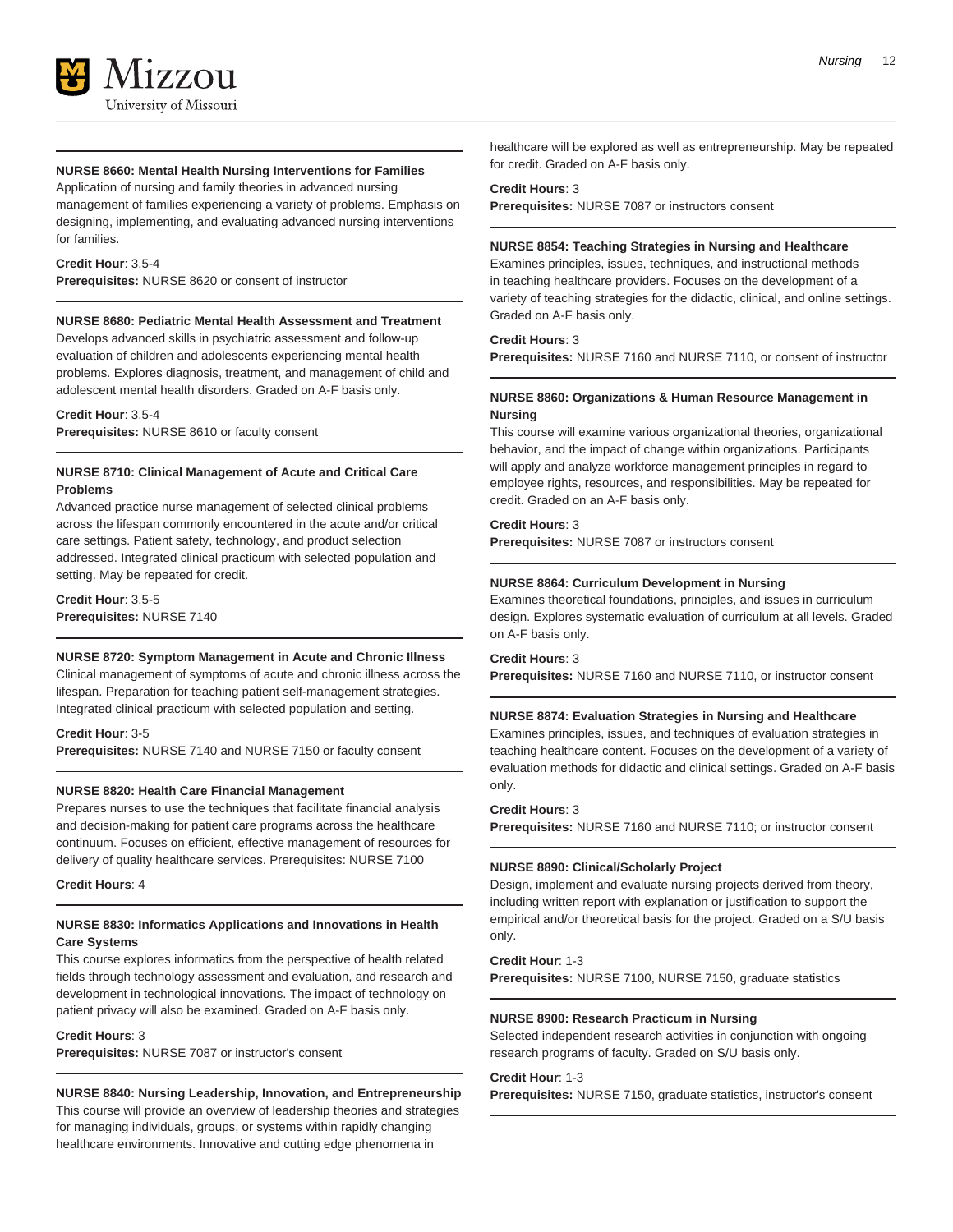#### NURSE 8660: Mental Health Nursing Interventions for Families

Application of nursing and family theories in advanced nursing management of families experiencing a variety of problems. Emphasis on designing, implementing, and evaluating advanced nursing interventions for families.

**Credit Hour**: 3.5-4
**Prerequisites:** NURSE 8620 or consent of instructor

#### NURSE 8680: Pediatric Mental Health Assessment and Treatment

Develops advanced skills in psychiatric assessment and follow-up evaluation of children and adolescents experiencing mental health problems. Explores diagnosis, treatment, and management of child and adolescent mental health disorders. Graded on A-F basis only.

**Credit Hour**: 3.5-4
**Prerequisites:** NURSE 8610 or faculty consent

#### NURSE 8710: Clinical Management of Acute and Critical Care Problems

Advanced practice nurse management of selected clinical problems across the lifespan commonly encountered in the acute and/or critical care settings. Patient safety, technology, and product selection addressed. Integrated clinical practicum with selected population and setting. May be repeated for credit.

**Credit Hour**: 3.5-5
**Prerequisites:** NURSE 7140

#### NURSE 8720: Symptom Management in Acute and Chronic Illness

Clinical management of symptoms of acute and chronic illness across the lifespan. Preparation for teaching patient self-management strategies. Integrated clinical practicum with selected population and setting.

**Credit Hour**: 3-5
**Prerequisites:** NURSE 7140 and NURSE 7150 or faculty consent

#### NURSE 8820: Health Care Financial Management

Prepares nurses to use the techniques that facilitate financial analysis and decision-making for patient care programs across the healthcare continuum. Focuses on efficient, effective management of resources for delivery of quality healthcare services. Prerequisites: NURSE 7100

**Credit Hours**: 4

#### NURSE 8830: Informatics Applications and Innovations in Health Care Systems

This course explores informatics from the perspective of health related fields through technology assessment and evaluation, and research and development in technological innovations. The impact of technology on patient privacy will also be examined. Graded on A-F basis only.

**Credit Hours**: 3
**Prerequisites:** NURSE 7087 or instructor's consent

#### NURSE 8840: Nursing Leadership, Innovation, and Entrepreneurship

This course will provide an overview of leadership theories and strategies for managing individuals, groups, or systems within rapidly changing healthcare environments. Innovative and cutting edge phenomena in healthcare will be explored as well as entrepreneurship. May be repeated for credit. Graded on A-F basis only.

**Credit Hours**: 3
**Prerequisites:** NURSE 7087 or instructors consent

#### NURSE 8854: Teaching Strategies in Nursing and Healthcare

Examines principles, issues, techniques, and instructional methods in teaching healthcare providers. Focuses on the development of a variety of teaching strategies for the didactic, clinical, and online settings. Graded on A-F basis only.

**Credit Hours**: 3
**Prerequisites:** NURSE 7160 and NURSE 7110, or consent of instructor

#### NURSE 8860: Organizations & Human Resource Management in Nursing

This course will examine various organizational theories, organizational behavior, and the impact of change within organizations. Participants will apply and analyze workforce management principles in regard to employee rights, resources, and responsibilities. May be repeated for credit. Graded on an A-F basis only.

**Credit Hours**: 3
**Prerequisites:** NURSE 7087 or instructors consent

#### NURSE 8864: Curriculum Development in Nursing

Examines theoretical foundations, principles, and issues in curriculum design. Explores systematic evaluation of curriculum at all levels. Graded on A-F basis only.

**Credit Hours**: 3
**Prerequisites:** NURSE 7160 and NURSE 7110, or instructor consent

#### NURSE 8874: Evaluation Strategies in Nursing and Healthcare

Examines principles, issues, and techniques of evaluation strategies in teaching healthcare content. Focuses on the development of a variety of evaluation methods for didactic and clinical settings. Graded on A-F basis only.

**Credit Hours**: 3
**Prerequisites:** NURSE 7160 and NURSE 7110; or instructor consent

#### NURSE 8890: Clinical/Scholarly Project

Design, implement and evaluate nursing projects derived from theory, including written report with explanation or justification to support the empirical and/or theoretical basis for the project. Graded on a S/U basis only.

**Credit Hour**: 1-3
**Prerequisites:** NURSE 7100, NURSE 7150, graduate statistics

#### NURSE 8900: Research Practicum in Nursing

Selected independent research activities in conjunction with ongoing research programs of faculty. Graded on S/U basis only.

**Credit Hour**: 1-3
**Prerequisites:** NURSE 7150, graduate statistics, instructor's consent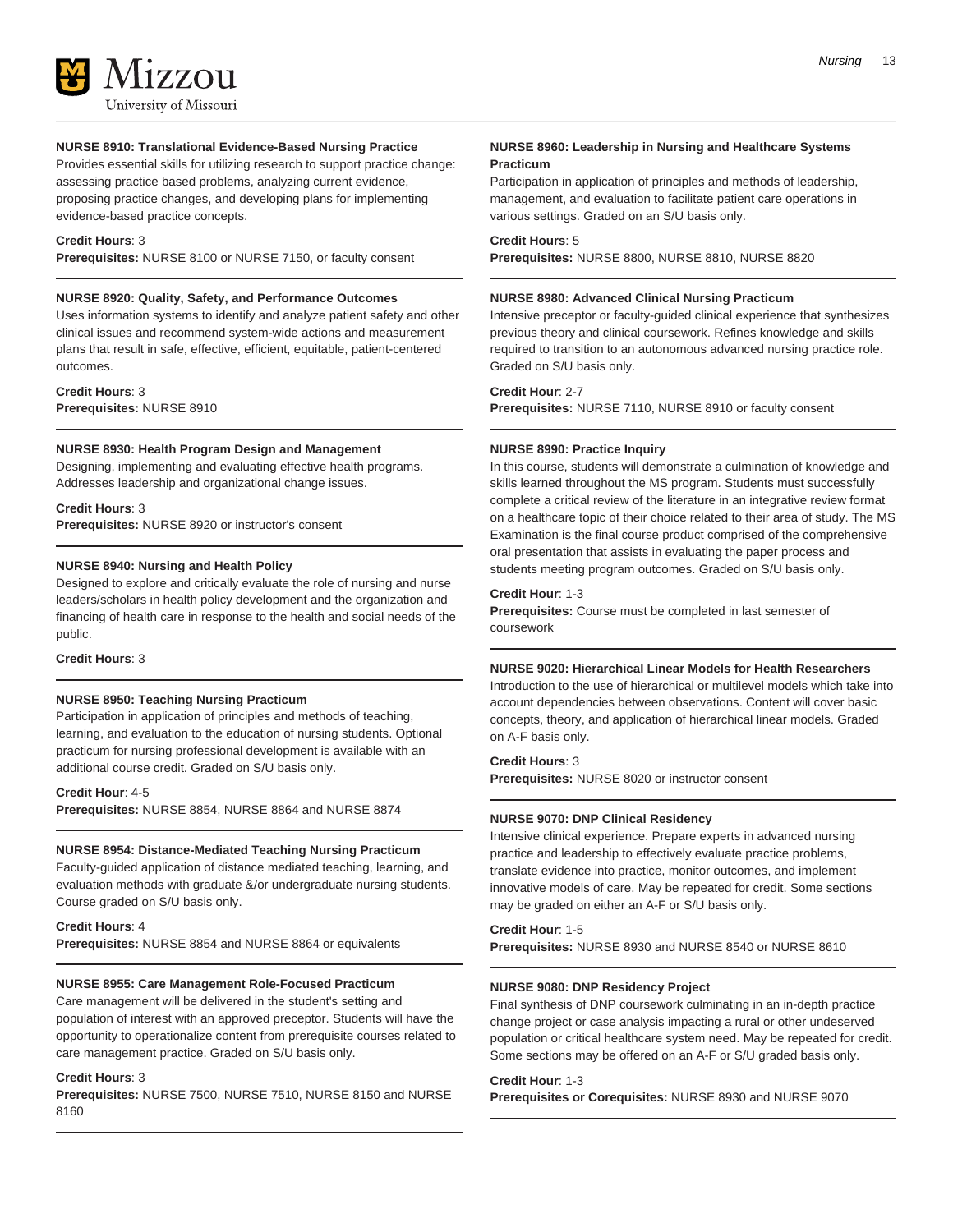**NURSE 8910: Translational Evidence-Based Nursing Practice**

Provides essential skills for utilizing research to support practice change: assessing practice based problems, analyzing current evidence, proposing practice changes, and developing plans for implementing evidence-based practice concepts.

**Credit Hours**: 3
**Prerequisites:** NURSE 8100 or NURSE 7150, or faculty consent

---

**NURSE 8920: Quality, Safety, and Performance Outcomes**

Uses information systems to identify and analyze patient safety and other clinical issues and recommend system-wide actions and measurement plans that result in safe, effective, efficient, equitable, patient-centered outcomes.

**Credit Hours**: 3
**Prerequisites:** NURSE 8910

---

**NURSE 8930: Health Program Design and Management**

Designing, implementing and evaluating effective health programs. Addresses leadership and organizational change issues.

**Credit Hours**: 3
**Prerequisites:** NURSE 8920 or instructor's consent

---

**NURSE 8940: Nursing and Health Policy**

Designed to explore and critically evaluate the role of nursing and nurse leaders/scholars in health policy development and the organization and financing of health care in response to the health and social needs of the public.

**Credit Hours**: 3

---

**NURSE 8950: Teaching Nursing Practicum**

Participation in application of principles and methods of teaching, learning, and evaluation to the education of nursing students. Optional practicum for nursing professional development is available with an additional course credit. Graded on S/U basis only.

**Credit Hour**: 4-5
**Prerequisites:** NURSE 8854, NURSE 8864 and NURSE 8874

---

**NURSE 8954: Distance-Mediated Teaching Nursing Practicum**

Faculty-guided application of distance mediated teaching, learning, and evaluation methods with graduate &/or undergraduate nursing students. Course graded on S/U basis only.

**Credit Hours**: 4
**Prerequisites:** NURSE 8854 and NURSE 8864 or equivalents

---

**NURSE 8955: Care Management Role-Focused Practicum**

Care management will be delivered in the student's setting and population of interest with an approved preceptor. Students will have the opportunity to operationalize content from prerequisite courses related to care management practice. Graded on S/U basis only.

**Credit Hours**: 3
**Prerequisites:** NURSE 7500, NURSE 7510, NURSE 8150 and NURSE 8160

---

**NURSE 8960: Leadership in Nursing and Healthcare Systems Practicum**

Participation in application of principles and methods of leadership, management, and evaluation to facilitate patient care operations in various settings. Graded on an S/U basis only.

**Credit Hours**: 5
**Prerequisites:** NURSE 8800, NURSE 8810, NURSE 8820

---

**NURSE 8980: Advanced Clinical Nursing Practicum**

Intensive preceptor or faculty-guided clinical experience that synthesizes previous theory and clinical coursework. Refines knowledge and skills required to transition to an autonomous advanced nursing practice role. Graded on S/U basis only.

**Credit Hour**: 2-7
**Prerequisites:** NURSE 7110, NURSE 8910 or faculty consent

---

**NURSE 8990: Practice Inquiry**

In this course, students will demonstrate a culmination of knowledge and skills learned throughout the MS program. Students must successfully complete a critical review of the literature in an integrative review format on a healthcare topic of their choice related to their area of study. The MS Examination is the final course product comprised of the comprehensive oral presentation that assists in evaluating the paper process and students meeting program outcomes. Graded on S/U basis only.

**Credit Hour**: 1-3
**Prerequisites:** Course must be completed in last semester of coursework

---

**NURSE 9020: Hierarchical Linear Models for Health Researchers**

Introduction to the use of hierarchical or multilevel models which take into account dependencies between observations. Content will cover basic concepts, theory, and application of hierarchical linear models. Graded on A-F basis only.

**Credit Hours**: 3
**Prerequisites:** NURSE 8020 or instructor consent

---

**NURSE 9070: DNP Clinical Residency**

Intensive clinical experience. Prepare experts in advanced nursing practice and leadership to effectively evaluate practice problems, translate evidence into practice, monitor outcomes, and implement innovative models of care. May be repeated for credit. Some sections may be graded on either an A-F or S/U basis only.

**Credit Hour**: 1-5
**Prerequisites:** NURSE 8930 and NURSE 8540 or NURSE 8610

---

**NURSE 9080: DNP Residency Project**

Final synthesis of DNP coursework culminating in an in-depth practice change project or case analysis impacting a rural or other undeserved population or critical healthcare system need. May be repeated for credit. Some sections may be offered on an A-F or S/U graded basis only.

**Credit Hour**: 1-3
**Prerequisites or Corequisites:** NURSE 8930 and NURSE 9070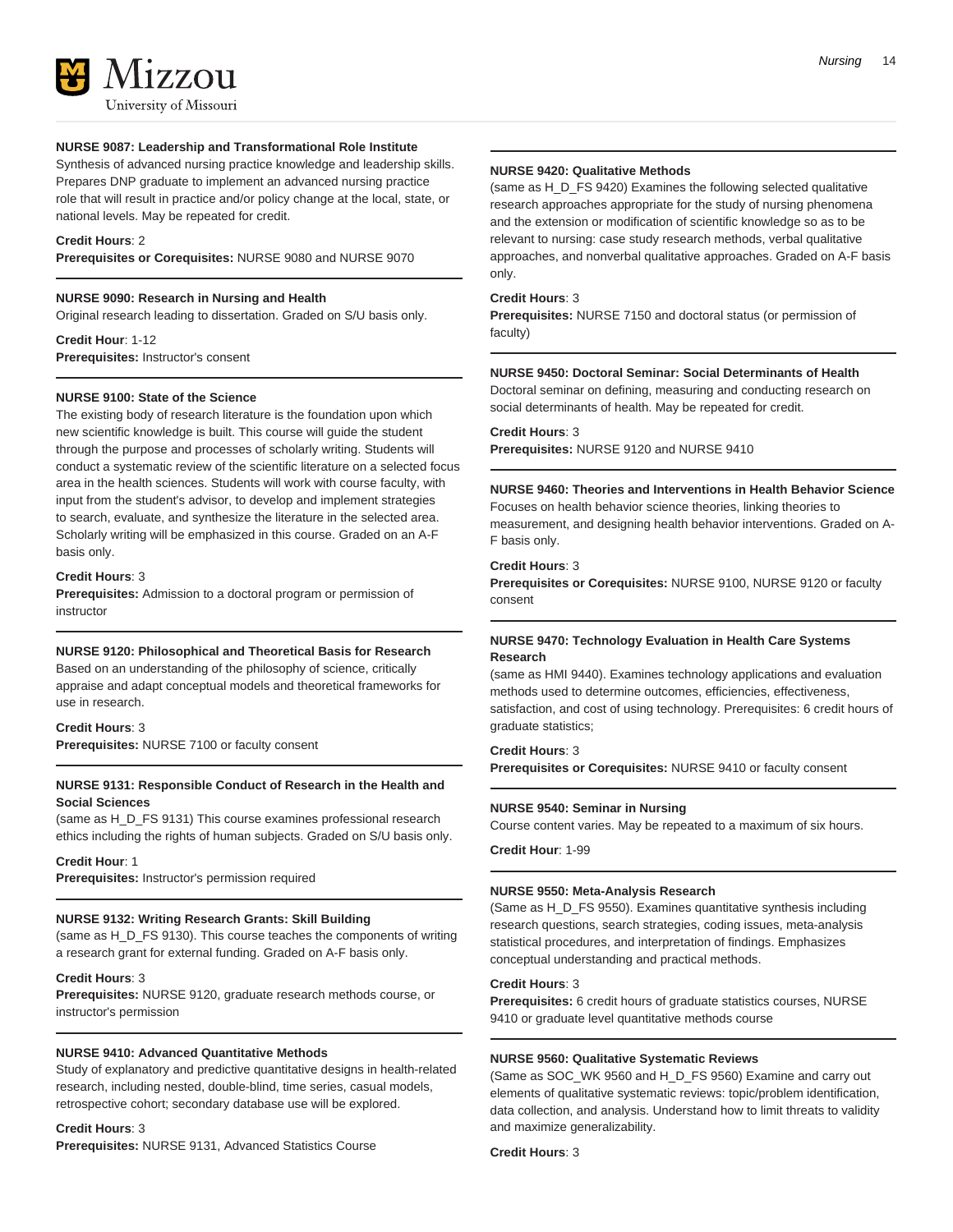**NURSE 9087: Leadership and Transformational Role Institute**

Synthesis of advanced nursing practice knowledge and leadership skills. Prepares DNP graduate to implement an advanced nursing practice role that will result in practice and/or policy change at the local, state, or national levels. May be repeated for credit.

**Credit Hours**: 2
**Prerequisites or Corequisites:** NURSE 9080 and NURSE 9070

---

**NURSE 9090: Research in Nursing and Health**

Original research leading to dissertation. Graded on S/U basis only.

**Credit Hour**: 1-12
**Prerequisites:** Instructor's consent

---

**NURSE 9100: State of the Science**

The existing body of research literature is the foundation upon which new scientific knowledge is built. This course will guide the student through the purpose and processes of scholarly writing. Students will conduct a systematic review of the scientific literature on a selected focus area in the health sciences. Students will work with course faculty, with input from the student's advisor, to develop and implement strategies to search, evaluate, and synthesize the literature in the selected area. Scholarly writing will be emphasized in this course. Graded on an A-F basis only.

**Credit Hours**: 3
**Prerequisites:** Admission to a doctoral program or permission of instructor

---

**NURSE 9120: Philosophical and Theoretical Basis for Research**

Based on an understanding of the philosophy of science, critically appraise and adapt conceptual models and theoretical frameworks for use in research.

**Credit Hours**: 3
**Prerequisites:** NURSE 7100 or faculty consent

---

**NURSE 9131: Responsible Conduct of Research in the Health and Social Sciences**

(same as H_D_FS 9131) This course examines professional research ethics including the rights of human subjects. Graded on S/U basis only.

**Credit Hour**: 1
**Prerequisites:** Instructor's permission required

---

**NURSE 9132: Writing Research Grants: Skill Building**

(same as H_D_FS 9130). This course teaches the components of writing a research grant for external funding. Graded on A-F basis only.

**Credit Hours**: 3
**Prerequisites:** NURSE 9120, graduate research methods course, or instructor's permission

---

**NURSE 9410: Advanced Quantitative Methods**

Study of explanatory and predictive quantitative designs in health-related research, including nested, double-blind, time series, casual models, retrospective cohort; secondary database use will be explored.

**Credit Hours**: 3
**Prerequisites:** NURSE 9131, Advanced Statistics Course

---

**NURSE 9420: Qualitative Methods**

(same as H_D_FS 9420) Examines the following selected qualitative research approaches appropriate for the study of nursing phenomena and the extension or modification of scientific knowledge so as to be relevant to nursing: case study research methods, verbal qualitative approaches, and nonverbal qualitative approaches. Graded on A-F basis only.

**Credit Hours**: 3
**Prerequisites:** NURSE 7150 and doctoral status (or permission of faculty)

---

**NURSE 9450: Doctoral Seminar: Social Determinants of Health**

Doctoral seminar on defining, measuring and conducting research on social determinants of health. May be repeated for credit.

**Credit Hours**: 3
**Prerequisites:** NURSE 9120 and NURSE 9410

---

**NURSE 9460: Theories and Interventions in Health Behavior Science**

Focuses on health behavior science theories, linking theories to measurement, and designing health behavior interventions. Graded on A-F basis only.

**Credit Hours**: 3
**Prerequisites or Corequisites:** NURSE 9100, NURSE 9120 or faculty consent

---

**NURSE 9470: Technology Evaluation in Health Care Systems Research**

(same as HMI 9440). Examines technology applications and evaluation methods used to determine outcomes, efficiencies, effectiveness, satisfaction, and cost of using technology. Prerequisites: 6 credit hours of graduate statistics;

**Credit Hours**: 3
**Prerequisites or Corequisites:** NURSE 9410 or faculty consent

---

**NURSE 9540: Seminar in Nursing**

Course content varies. May be repeated to a maximum of six hours.

**Credit Hour**: 1-99

---

**NURSE 9550: Meta-Analysis Research**

(Same as H_D_FS 9550). Examines quantitative synthesis including research questions, search strategies, coding issues, meta-analysis statistical procedures, and interpretation of findings. Emphasizes conceptual understanding and practical methods.

**Credit Hours**: 3
**Prerequisites:** 6 credit hours of graduate statistics courses, NURSE 9410 or graduate level quantitative methods course

---

**NURSE 9560: Qualitative Systematic Reviews**

(Same as SOC_WK 9560 and H_D_FS 9560) Examine and carry out elements of qualitative systematic reviews: topic/problem identification, data collection, and analysis. Understand how to limit threats to validity and maximize generalizability.

**Credit Hours**: 3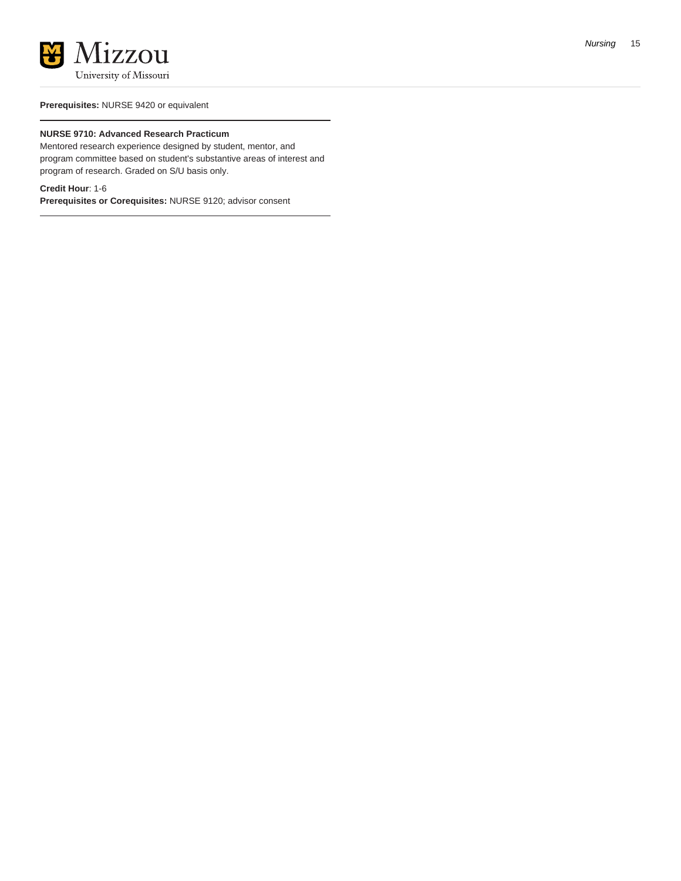**Prerequisites:** NURSE 9420 or equivalent

---

**NURSE 9710: Advanced Research Practicum**

Mentored research experience designed by student, mentor, and program committee based on student's substantive areas of interest and program of research. Graded on S/U basis only.

**Credit Hour**: 1-6
**Prerequisites or Corequisites:** NURSE 9120; advisor consent

---